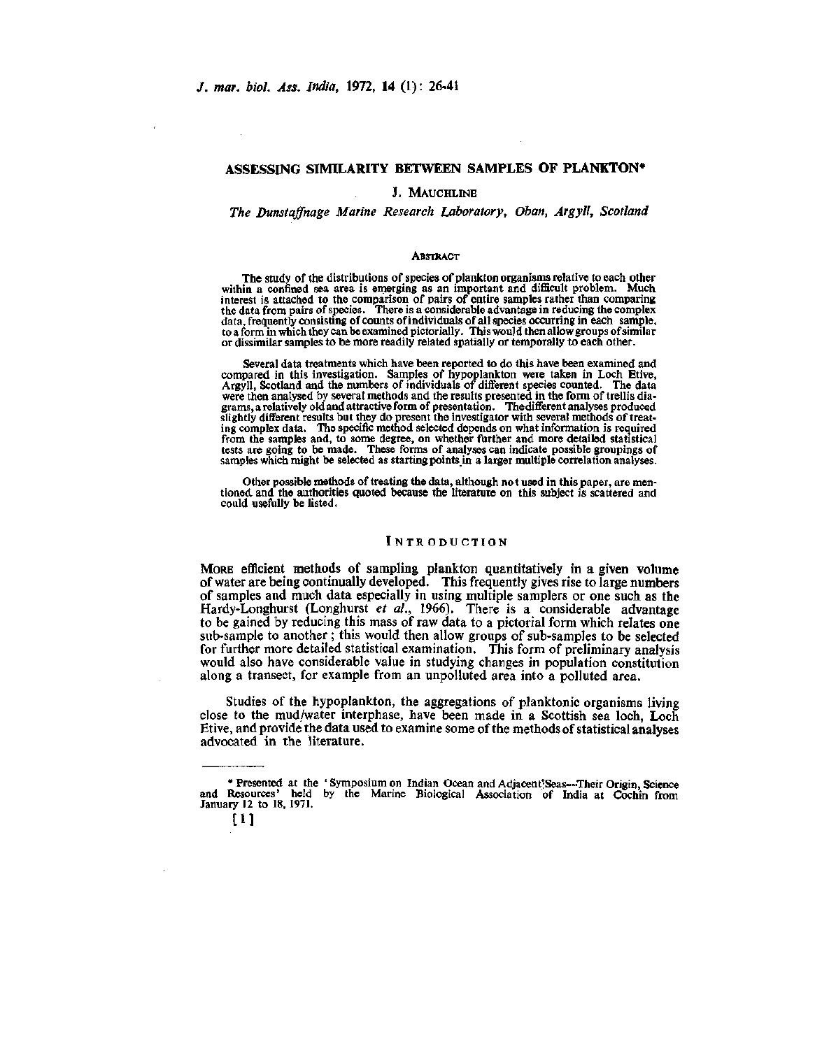# ASSESSING SIMILARITY BETWEEN SAMPLES OF PLANKTON*

J. MAUCHLINE

*The Dunstaffnage Marine Research Laboratory, Oban, Argyll, Scotland*

## ABSTRACT

The study of the distributions of species of plankton organisms relative to each other within a confined sea area is emerging as an important and difficult problem. Much interest is attached to the comparison of pairs of entire samples rather than comparing the data from pairs of species. There is a considerable advantage in reducing the complex data, frequently consisting of counts of individuals of all species occurring in each sample, to a form in which they can be examined pictorially. This would then allow groups of similar or dissimilar samples to be more readily related spatially or temporally to each other.

Several data treatments which have been reported to do this have been examined and compared in this investigation. Samples of hypoplankton were taken in Loch Etive, Argyll, Scotland and the numbers of individuals of different species counted. The data were then analysed by several methods and the results presented in the form of trellis diagrams, a relatively old and attractive form of presentation. The different analyses produced slightly different results but they do present the investigator with several methods of treating complex data. The specific method selected depends on what information is required from the samples and, to some degree, on whether further and more detailed statistical tests are going to be made. These forms of analyses can indicate possible groupings of samples which might be selected as starting points in a larger multiple correlation analyses.

Other possible methods of treating the data, although not used in this paper, are mentioned and the authorities quoted because the literature on this subject is scattered and could usefully be listed.

## INTRODUCTION

MORE efficient methods of sampling plankton quantitatively in a given volume of water are being continually developed. This frequently gives rise to large numbers of samples and much data especially in using multiple samplers or one such as the Hardy-Longhurst (Longhurst *et al.*, 1966). There is a considerable advantage to be gained by reducing this mass of raw data to a pictorial form which relates one sub-sample to another; this would then allow groups of sub-samples to be selected for further more detailed statistical examination. This form of preliminary analysis would also have considerable value in studying changes in population constitution along a transect, for example from an unpolluted area into a polluted area.

Studies of the hypoplankton, the aggregations of planktonic organisms living close to the mud/water interphase, have been made in a Scottish sea loch, Loch Etive, and provide the data used to examine some of the methods of statistical analyses advocated in the literature.

---

* Presented at the 'Symposium on Indian Ocean and Adjacent Seas—Their Origin, Science and Resources' held by the Marine Biological Association of India at Cochin from January 12 to 18, 1971.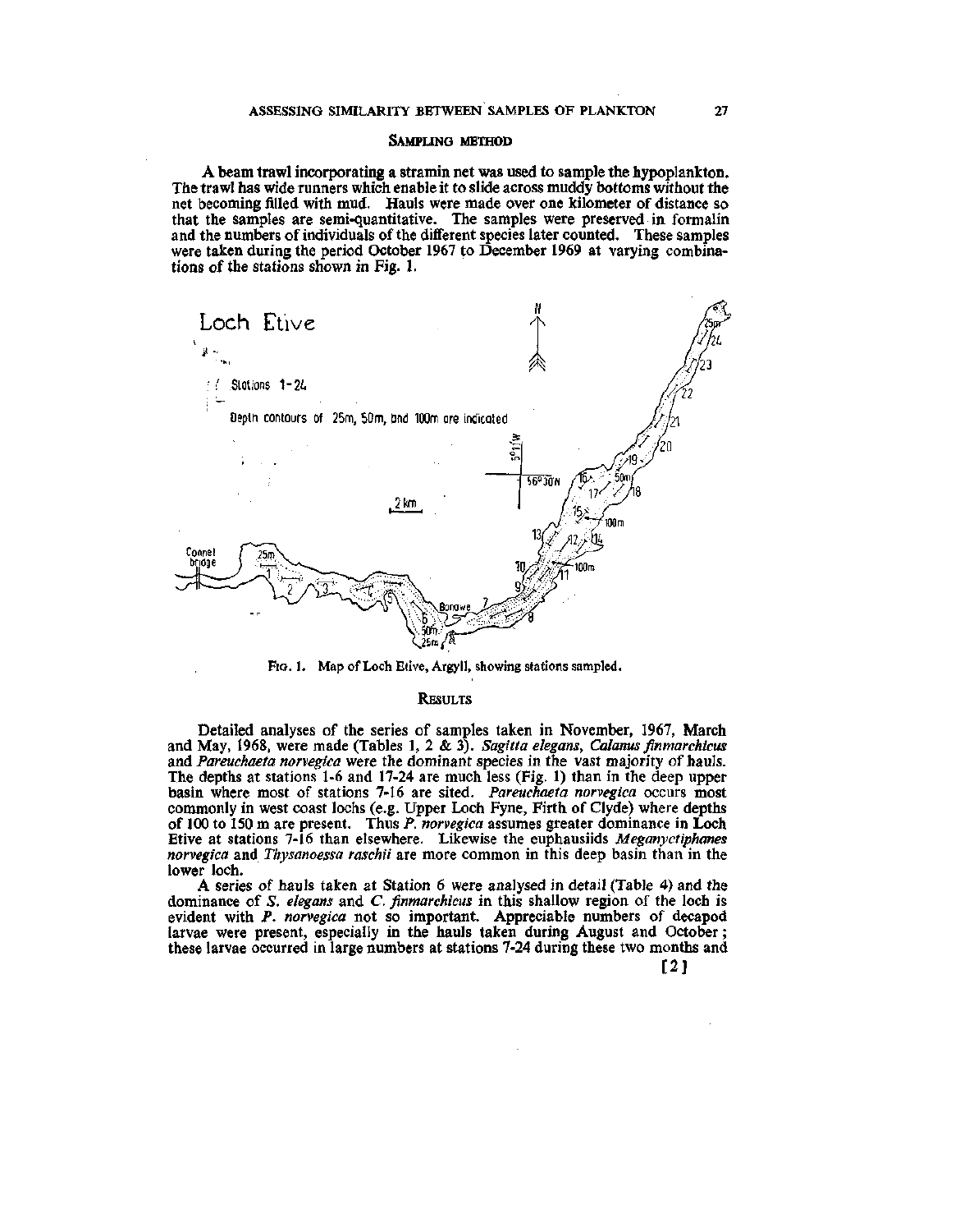## Sampling method

A beam trawl incorporating a stramin net was used to sample the hypoplankton. The trawl has wide runners which enable it to slide across muddy bottoms without the net becoming filled with mud. Hauls were made over one kilometer of distance so that the samples are semi-quantitative. The samples were preserved in formalin and the numbers of individuals of the different species later counted. These samples were taken during the period October 1967 to December 1969 at varying combinations of the stations shown in Fig. 1.

Fig. 1. Map of Loch Etive, Argyll, showing stations sampled.

## Results

Detailed analyses of the series of samples taken in November, 1967, March and May, 1968, were made (Tables 1, 2 & 3). *Sagitta elegans*, *Calanus finmarchicus* and *Pareuchaeta norvegica* were the dominant species in the vast majority of hauls. The depths at stations 1-6 and 17-24 are much less (Fig. 1) than in the deep upper basin where most of stations 7-16 are sited. *Pareuchaeta norvegica* occurs most commonly in west coast lochs (e.g. Upper Loch Fyne, Firth of Clyde) where depths of 100 to 150 m are present. Thus *P. norvegica* assumes greater dominance in Loch Etive at stations 7-16 than elsewhere. Likewise the euphausiids *Meganyctiphanes norvegica* and *Thysanoessa raschii* are more common in this deep basin than in the lower loch.

A series of hauls taken at Station 6 were analysed in detail (Table 4) and the dominance of *S. elegans* and *C. finmarchicus* in this shallow region of the loch is evident with *P. norvegica* not so important. Appreciable numbers of decapod larvae were present, especially in the hauls taken during August and October; these larvae occurred in large numbers at stations 7-24 during these two months and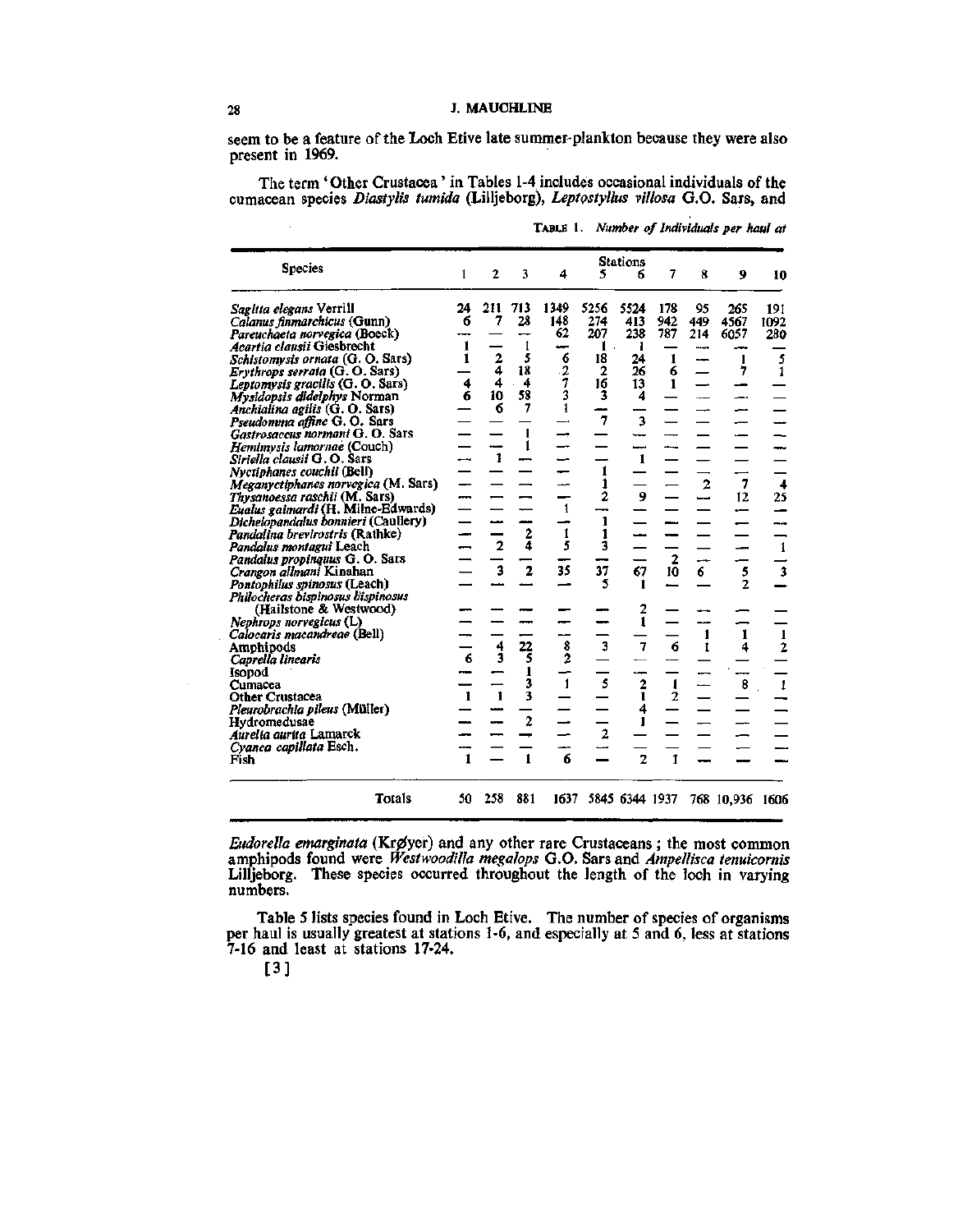seem to be a feature of the Loch Etive late summer-plankton because they were also present in 1969.

The term 'Other Crustacea' in Tables 1-4 includes occasional individuals of the cumacean species *Diastylis tumida* (Lilljeborg), *Leptostyllus villosa* G.O. Sars, and

TABLE 1. *Number of Individuals per haul at*

| Species | Stations 1 | 2 | 3 | 4 | 5 | 6 | 7 | 8 | 9 | 10 |
|---|---|---|---|---|---|---|---|---|---|---|
| *Sagitta elegans* Verrill | 24 | 211 | 713 | 1349 | 5256 | 5524 | 178 | 95 | 265 | 191 |
| *Calanus finmarchicus* (Gunn) | 6 | 7 | 28 | 148 | 274 | 413 | 942 | 449 | 4567 | 1092 |
| *Pareuchaeta norvegica* (Boeck) | — | — | — | 62 | 207 | 238 | 787 | 214 | 6057 | 280 |
| *Acartia clausii* Giesbrecht | 1 | — | 1 | — | 1 | 1 | — | — | — | — |
| *Schistomysis ornata* (G. O. Sars) | 1 | 2 | 5 | 6 | 18 | 24 | 1 | — | 1 | 5 |
| *Erythrops serrata* (G. O. Sars) | — | 4 | 18 | 2 | 2 | 26 | 6 | — | 7 | 1 |
| *Leptomysis gracilis* (G. O. Sars) | 4 | 4 | 4 | 7 | 16 | 13 | 1 | — | — | — |
| *Mysidopsis didelphys* Norman | 6 | 10 | 58 | 3 | 3 | 4 | — | — | — | — |
| *Anchialina agilis* (G. O. Sars) | — | 6 | 7 | 1 | — | — | — | — | — | — |
| *Pseudomma affine* G. O. Sars | — | — | — | — | 7 | 3 | — | — | — | — |
| *Gastrosaccus normani* G. O. Sars | — | — | 1 | — | — | — | — | — | — | — |
| *Hemimysis lamornae* (Couch) | — | — | 1 | — | — | — | — | — | — | — |
| *Siriella clausii* G. O. Sars | — | 1 | — | — | — | 1 | — | — | — | — |
| *Nyctiphanes couchii* (Bell) | — | — | — | — | 1 | — | — | — | — | — |
| *Meganyctiphanes norvegica* (M. Sars) | — | — | — | — | 1 | — | — | 2 | 7 | 4 |
| *Thysanoessa raschii* (M. Sars) | — | — | — | — | 2 | 9 | — | — | 12 | 25 |
| *Eualus gaimardi* (H. Milne-Edwards) | — | — | — | 1 | — | — | — | — | — | — |
| *Dichelopandalus bonnieri* (Caullery) | — | — | — | — | 1 | — | — | — | — | — |
| *Pandalina brevirostris* (Rathke) | — | — | 2 | 1 | 1 | — | — | — | — | — |
| *Pandalus montagui* Leach | — | 2 | 4 | 5 | 3 | — | — | — | — | 1 |
| *Pandalus propinquus* G. O. Sars | — | — | — | — | — | — | 2 | — | — | — |
| *Crangon allmani* Kinahan | — | 3 | 2 | 35 | 37 | 67 | 10 | 6 | 5 | 3 |
| *Pontophilus spinosus* (Leach) | — | — | — | — | 5 | 1 | — | — | 2 | — |
| *Philocheras bispinosus bispinosus* (Hailstone & Westwood) | — | — | — | — | — | 2 | — | — | — | — |
| *Nephrops norvegicus* (L) | — | — | — | — | — | 1 | — | — | — | — |
| *Calocaris macandreae* (Bell) | — | — | — | — | — | — | — | 1 | 1 | 1 |
| Amphipods | — | 4 | 22 | 8 | 3 | 7 | 6 | 1 | 4 | 2 |
| *Caprella linearis* | 6 | 3 | 5 | 2 | — | — | — | — | — | — |
| Isopod | — | — | 1 | — | — | — | — | — | — | — |
| Cumacea | — | — | 3 | 1 | 5 | 2 | 1 | — | 8 | 1 |
| Other Crustacea | 1 | 1 | 3 | — | — | 1 | 2 | — | — | — |
| *Pleurobrachia pileus* (Müller) | — | — | — | — | — | 4 | — | — | — | — |
| Hydromedusae | — | — | 2 | — | — | 1 | — | — | — | — |
| *Aurelia aurita* Lamarck | — | — | — | — | 2 | — | — | — | — | — |
| *Cyanea capillata* Esch. | — | — | — | — | — | — | — | — | — | — |
| Fish | 1 | — | 1 | 6 | — | 2 | 1 | — | — | — |
| Totals | 50 | 258 | 881 | 1637 | 5845 | 6344 | 1937 | 768 | 10,936 | 1606 |

*Eudorella emarginata* (Krøyer) and any other rare Crustaceans; the most common amphipods found were *Westwoodilla megalops* G.O. Sars and *Ampellisca tenuicornis* Lilljeborg. These species occurred throughout the length of the loch in varying numbers.

Table 5 lists species found in Loch Etive. The number of species of organisms per haul is usually greatest at stations 1-6, and especially at 5 and 6, less at stations 7-16 and least at stations 17-24.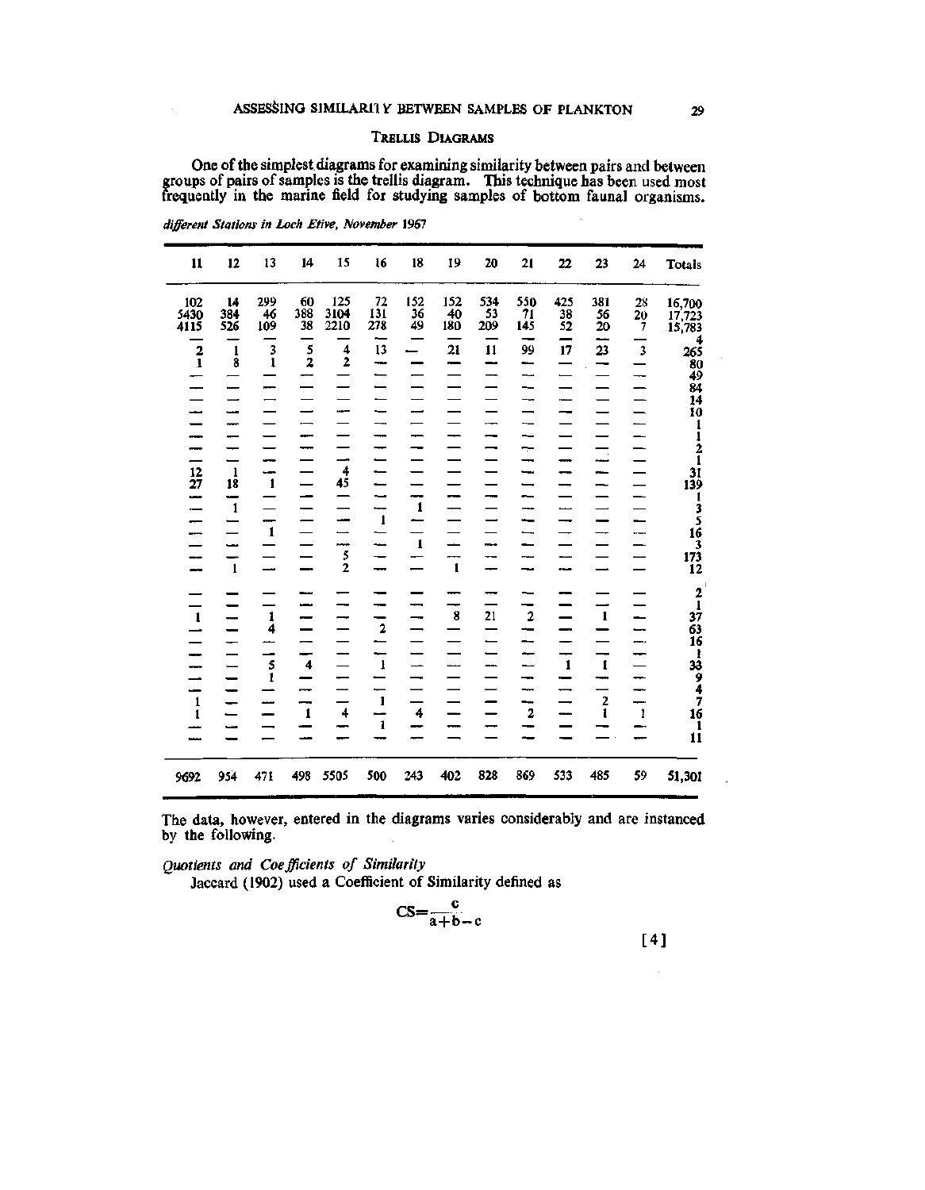## Trellis Diagrams

One of the simplest diagrams for examining similarity between pairs and between groups of pairs of samples is the trellis diagram. This technique has been used most frequently in the marine field for studying samples of bottom faunal organisms.

*different Stations in Loch Etive, November 1967*

| 11 | 12 | 13 | 14 | 15 | 16 | 18 | 19 | 20 | 21 | 22 | 23 | 24 | Totals |
|---|---|---|---|---|---|---|---|---|---|---|---|---|---|
| 102 | 14 | 299 | 60 | 125 | 72 | 152 | 152 | 534 | 550 | 425 | 381 | 28 | 16,700 |
| 5430 | 384 | 46 | 388 | 3104 | 131 | 36 | 40 | 53 | 71 | 38 | 56 | 20 | 17,723 |
| 4115 | 526 | 109 | 38 | 2210 | 278 | 49 | 180 | 209 | 145 | 52 | 20 | 7 | 15,783 |
| — | — | — | — | — | — | — | — | — | — | — | — | — | 4 |
| 2 | 1 | 3 | 5 | 4 | 13 | — | 21 | 11 | 99 | 17 | 23 | 3 | 265 |
| 1 | 8 | 1 | 2 | 2 | — | — | — | — | — | — | — | — | 80 |
| — | — | — | — | — | — | — | — | — | — | — | — | — | 49 |
| — | — | — | — | — | — | — | — | — | — | — | — | — | 84 |
| — | — | — | — | — | — | — | — | — | — | — | — | — | 14 |
| — | — | — | — | — | — | — | — | — | — | — | — | — | 10 |
| — | — | — | — | — | — | — | — | — | — | — | — | — | 1 |
| — | — | — | — | — | — | — | — | — | — | — | — | — | 1 |
| — | — | — | — | — | — | — | — | — | — | — | — | — | 2 |
| — | — | — | — | — | — | — | — | — | — | — | — | — | 1 |
| 12 | 1 | — | — | 4 | — | — | — | — | — | — | — | — | 31 |
| 27 | 18 | 1 | — | 45 | — | — | — | — | — | — | — | — | 139 |
| — | — | — | — | — | — | — | — | — | — | — | — | — | 1 |
| — | 1 | — | — | — | — | 1 | — | — | — | — | — | — | 3 |
| — | — | — | — | — | 1 | — | — | — | — | — | — | — | 5 |
| — | — | 1 | — | — | — | — | — | — | — | — | — | — | 16 |
| — | — | — | — | — | — | 1 | — | — | — | — | — | — | 3 |
| — | — | — | — | 5 | — | — | — | — | — | — | — | — | 173 |
| — | 1 | — | — | 2 | — | — | 1 | — | — | — | — | — | 12 |
| — | — | — | — | — | — | — | — | — | — | — | — | — | 2 |
| — | — | — | — | — | — | — | — | — | — | — | — | — | 1 |
| 1 | — | 1 | — | — | — | — | 8 | 21 | 2 | — | 1 | — | 37 |
| — | — | 4 | — | — | 2 | — | — | — | — | — | — | — | 63 |
| — | — | — | — | — | — | — | — | — | — | — | — | — | 16 |
| — | — | — | — | — | — | — | — | — | — | — | — | — | 1 |
| — | — | 5 | 4 | — | 1 | — | — | — | — | 1 | 1 | — | 33 |
| — | — | 1 | — | — | — | — | — | — | — | — | — | — | 9 |
| — | — | — | — | — | — | — | — | — | — | — | — | — | 4 |
| 1 | — | — | — | — | 1 | — | — | — | — | — | 2 | — | 7 |
| 1 | — | — | 1 | 4 | — | 4 | — | — | 2 | — | 1 | 1 | 16 |
| — | — | — | — | — | 1 | — | — | — | — | — | — | — | 1 |
| — | — | — | — | — | — | — | — | — | — | — | — | — | 11 |
| 9692 | 954 | 471 | 498 | 5505 | 500 | 243 | 402 | 828 | 869 | 533 | 485 | 59 | 51,301 |

The data, however, entered in the diagrams varies considerably and are instanced by the following.

### *Quotients and Coefficients of Similarity*

Jaccard (1902) used a Coefficient of Similarity defined as

$$CS = \frac{c}{a+b-c}$$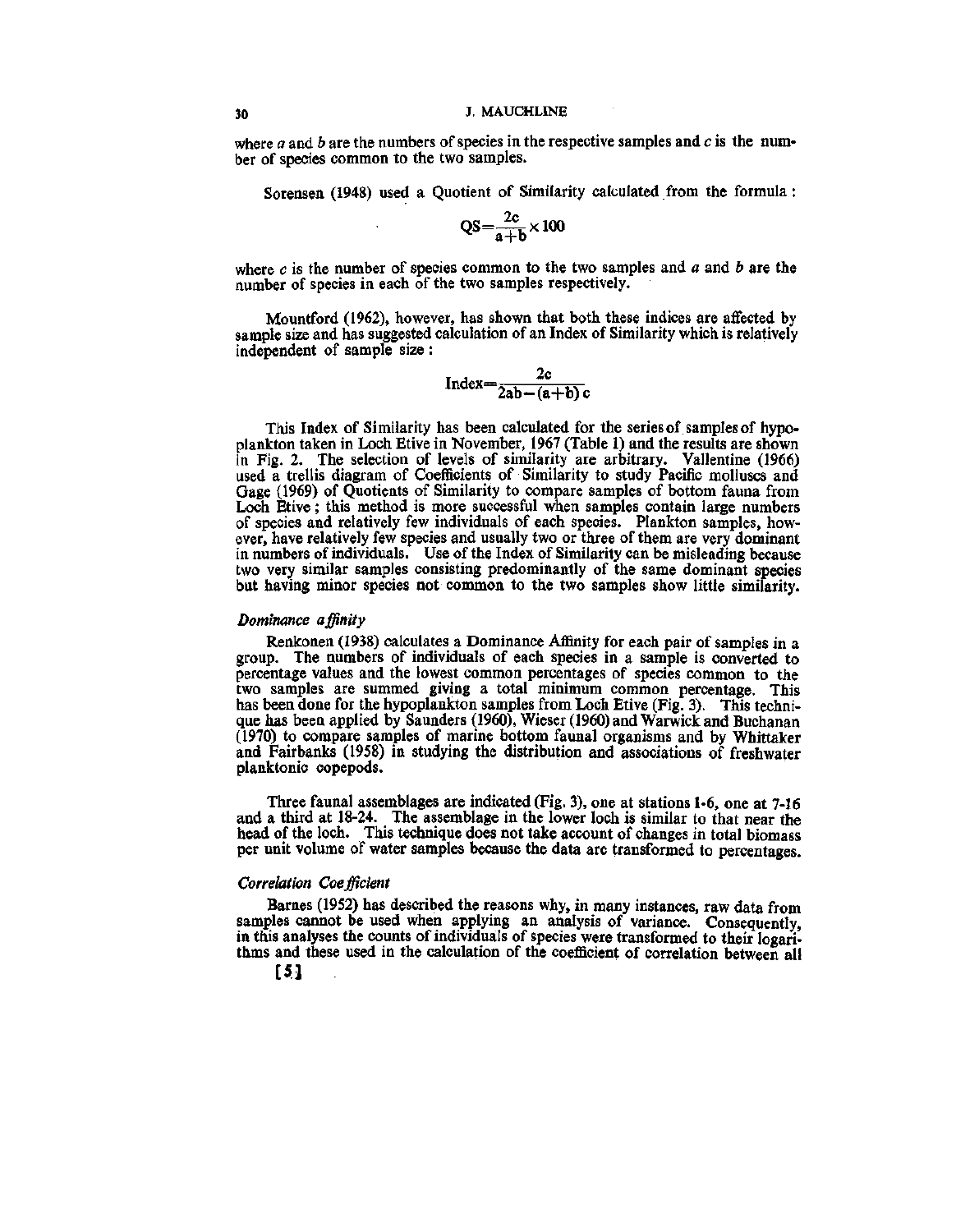where $a$ and $b$ are the numbers of species in the respective samples and $c$ is the number of species common to the two samples.

Sorensen (1948) used a Quotient of Similarity calculated from the formula :

$$QS = \frac{2c}{a+b} \times 100$$

where $c$ is the number of species common to the two samples and $a$ and $b$ are the number of species in each of the two samples respectively.

Mountford (1962), however, has shown that both these indices are affected by sample size and has suggested calculation of an Index of Similarity which is relatively independent of sample size :

$$\text{Index} = \frac{2c}{2ab - (a+b)\,c}$$

This Index of Similarity has been calculated for the series of samples of hypoplankton taken in Loch Etive in November, 1967 (Table 1) and the results are shown in Fig. 2. The selection of levels of similarity are arbitrary. Vallentine (1966) used a trellis diagram of Coefficients of Similarity to study Pacific molluscs and Gage (1969) of Quotients of Similarity to compare samples of bottom fauna from Loch Etive ; this method is more successful when samples contain large numbers of species and relatively few individuals of each species. Plankton samples, however, have relatively few species and usually two or three of them are very dominant in numbers of individuals. Use of the Index of Similarity can be misleading because two very similar samples consisting predominantly of the same dominant species but having minor species not common to the two samples show little similarity.

### *Dominance affinity*

Renkonen (1938) calculates a Dominance Affinity for each pair of samples in a group. The numbers of individuals of each species in a sample is converted to percentage values and the lowest common percentages of species common to the two samples are summed giving a total minimum common percentage. This has been done for the hypoplankton samples from Loch Etive (Fig. 3). This technique has been applied by Saunders (1960), Wieser (1960) and Warwick and Buchanan (1970) to compare samples of marine bottom faunal organisms and by Whittaker and Fairbanks (1958) in studying the distribution and associations of freshwater planktonic copepods.

Three faunal assemblages are indicated (Fig. 3), one at stations 1-6, one at 7-16 and a third at 18-24. The assemblage in the lower loch is similar to that near the head of the loch. This technique does not take account of changes in total biomass per unit volume of water samples because the data are transformed to percentages.

### *Correlation Coefficient*

Barnes (1952) has described the reasons why, in many instances, raw data from samples cannot be used when applying an analysis of variance. Consequently, in this analyses the counts of individuals of species were transformed to their logarithms and these used in the calculation of the coefficient of correlation between all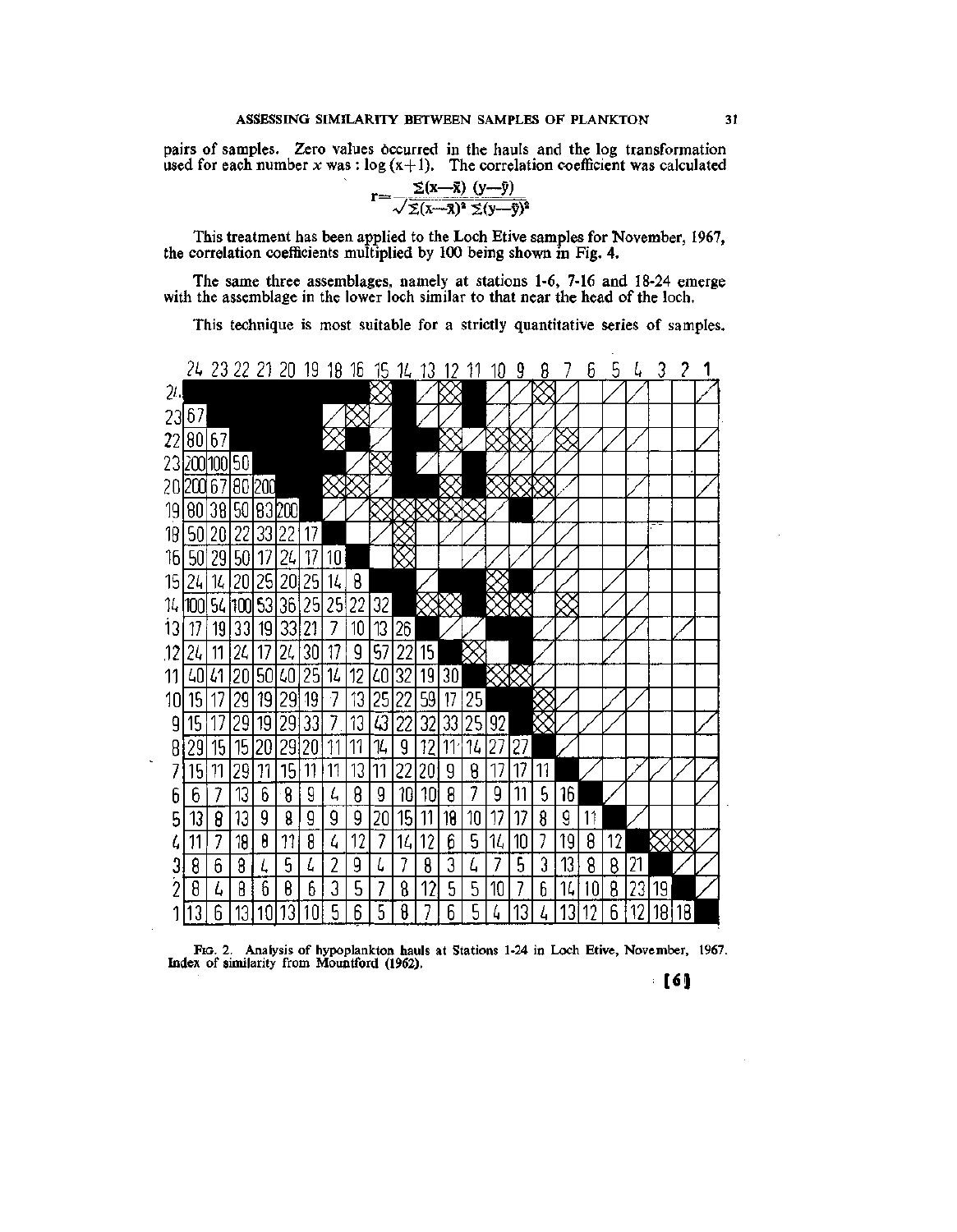pairs of samples. Zero values occurred in the hauls and the log transformation used for each number $x$ was : $\log (x+1)$. The correlation coefficient was calculated

$$r = \frac{\Sigma(x-\bar{x})\,(y-\bar{y})}{\sqrt{\Sigma(x-\bar{x})^2\,\Sigma(y-\bar{y})^2}}$$

This treatment has been applied to the Loch Etive samples for November, 1967, the correlation coefficients multiplied by 100 being shown in Fig. 4.

The same three assemblages, namely at stations 1-6, 7-16 and 18-24 emerge with the assemblage in the lower loch similar to that near the head of the loch.

This technique is most suitable for a strictly quantitative series of samples.

| | 24 | 23 | 22 | 21 | 20 | 19 | 18 | 16 | 15 | 14 | 13 | 12 | 11 | 10 | 9 | 8 | 7 | 6 | 5 | 4 | 3 | 2 | 1 |
|---|---|---|---|---|---|---|---|---|---|---|---|---|---|---|---|---|---|---|---|---|---|---|---|
| 24 | | | | | | | | | | | | | | | | | | | | | | | |
| 23 | 67 | | | | | | | | | | | | | | | | | | | | | | |
| 22 | 80 | 67 | | | | | | | | | | | | | | | | | | | | | |
| 21 | 200 | 100 | 50 | | | | | | | | | | | | | | | | | | | | |
| 20 | 200 | 67 | 80 | 200 | | | | | | | | | | | | | | | | | | | |
| 19 | 80 | 38 | 50 | 83 | 200 | | | | | | | | | | | | | | | | | | |
| 18 | 50 | 20 | 22 | 33 | 22 | 17 | | | | | | | | | | | | | | | | | |
| 16 | 50 | 29 | 50 | 17 | 24 | 17 | 10 | | | | | | | | | | | | | | | | |
| 15 | 24 | 14 | 20 | 25 | 20 | 25 | 14 | 8 | | | | | | | | | | | | | | | |
| 14 | 100 | 54 | 100 | 53 | 36 | 25 | 25 | 22 | 32 | | | | | | | | | | | | | | |
| 13 | 17 | 19 | 33 | 19 | 33 | 21 | 7 | 10 | 13 | 26 | | | | | | | | | | | | | |
| 12 | 24 | 11 | 24 | 17 | 24 | 30 | 17 | 9 | 57 | 22 | 15 | | | | | | | | | | | | |
| 11 | 40 | 41 | 20 | 50 | 40 | 25 | 14 | 12 | 40 | 32 | 19 | 30 | | | | | | | | | | | |
| 10 | 15 | 17 | 29 | 19 | 29 | 19 | 7 | 13 | 25 | 22 | 59 | 17 | 25 | | | | | | | | | | |
| 9 | 15 | 17 | 29 | 19 | 29 | 33 | 7 | 13 | 43 | 22 | 32 | 33 | 25 | 92 | | | | | | | | | |
| 8 | 29 | 15 | 15 | 20 | 29 | 20 | 11 | 11 | 14 | 9 | 12 | 11 | 14 | 27 | 27 | | | | | | | | |
| 7 | 15 | 11 | 29 | 11 | 15 | 11 | 11 | 13 | 11 | 22 | 20 | 9 | 8 | 17 | 17 | 11 | | | | | | | |
| 6 | 6 | 7 | 13 | 6 | 8 | 9 | 4 | 8 | 9 | 10 | 10 | 8 | 7 | 9 | 11 | 5 | 16 | | | | | | |
| 5 | 13 | 8 | 13 | 9 | 8 | 9 | 9 | 9 | 20 | 15 | 11 | 18 | 10 | 17 | 17 | 8 | 9 | 11 | | | | | |
| 4 | 11 | 7 | 18 | 8 | 11 | 8 | 4 | 12 | 7 | 14 | 12 | 6 | 5 | 14 | 10 | 7 | 19 | 8 | 12 | | | | |
| 3 | 8 | 6 | 8 | 4 | 5 | 4 | 2 | 9 | 4 | 7 | 8 | 3 | 4 | 7 | 5 | 3 | 13 | 8 | 8 | 21 | | | |
| 2 | 8 | 4 | 8 | 6 | 8 | 6 | 3 | 5 | 7 | 8 | 12 | 5 | 5 | 10 | 7 | 6 | 14 | 10 | 8 | 23 | 19 | | |
| 1 | 13 | 6 | 13 | 10 | 13 | 10 | 5 | 6 | 5 | 8 | 7 | 6 | 5 | 4 | 13 | 4 | 13 | 12 | 6 | 12 | 18 | 18 | |

Fig. 2. Analysis of hypoplankton hauls at Stations 1-24 in Loch Etive, November, 1967. Index of similarity from Mountford (1962).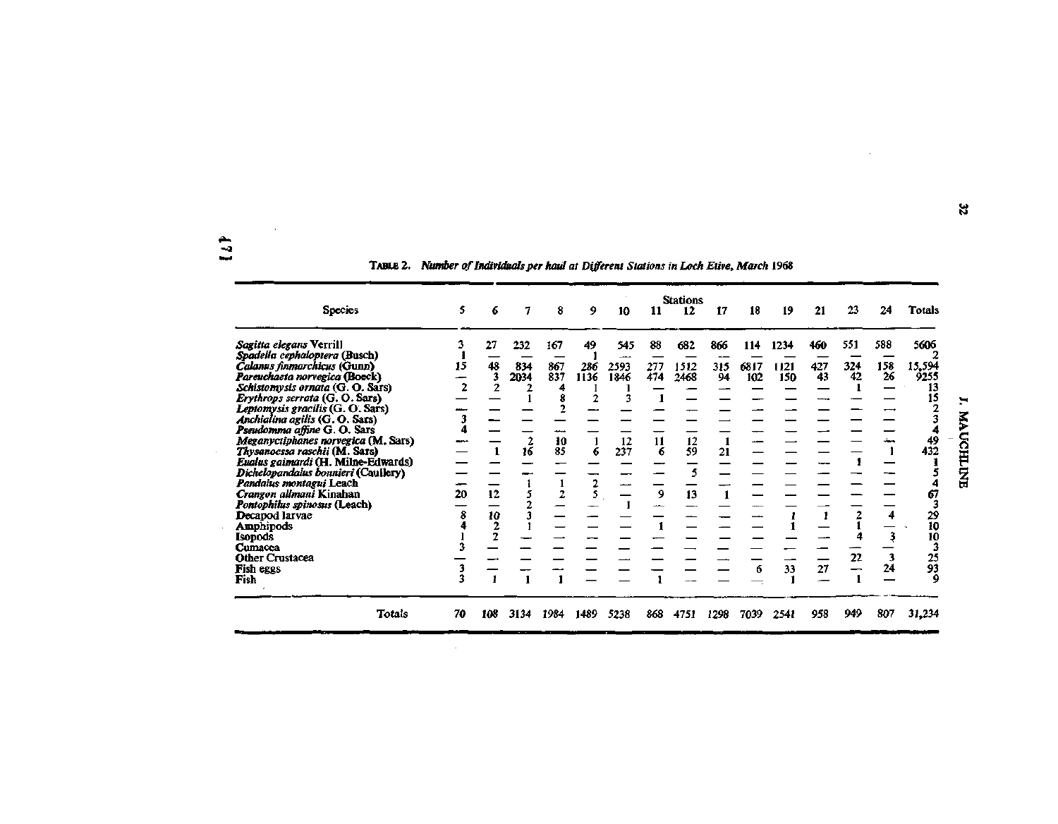TABLE 2. *Number of Individuals per haul at Different Stations in Loch Etive, March 1968*

| Species | Stations | | | | | | | | | | | | | | Totals |
|---|---|---|---|---|---|---|---|---|---|---|---|---|---|---|---|
| | 5 | 6 | 7 | 8 | 9 | 10 | 11 | 12 | 17 | 18 | 19 | 21 | 23 | 24 | |
| *Sagitta elegans* Verrill | 3 | 27 | 232 | 167 | 49 | 545 | 88 | 682 | 866 | 114 | 1234 | 460 | 551 | 588 | 5606 |
| *Spadella cephaloptera* (Busch) | 1 | — | — | — | 1 | — | — | — | — | — | — | — | — | — | 2 |
| *Calanus finmarchicus* (Gunn) | 15 | 48 | 834 | 867 | 286 | 2593 | 277 | 1512 | 315 | 6817 | 1121 | 427 | 324 | 158 | 15,594 |
| *Pareuchaeta norvegica* (Boeck) | — | 3 | 2034 | 837 | 1136 | 1846 | 474 | 2468 | 94 | 102 | 150 | 43 | 42 | 26 | 9255 |
| *Schistomysis ornata* (G. O. Sars) | 2 | 2 | 2 | 4 | 1 | 1 | — | — | — | — | — | — | 1 | — | 13 |
| *Erythrops serrata* (G. O. Sars) | — | — | 1 | 8 | 2 | 3 | 1 | — | — | — | — | — | — | — | 15 |
| *Leptomysis gracilis* (G. O. Sars) | — | — | — | 2 | — | — | — | — | — | — | — | — | — | — | 2 |
| *Anchialina agilis* (G. O. Sars) | 3 | — | — | — | — | — | — | — | — | — | — | — | — | — | 3 |
| *Pseudomma affine* G. O. Sars | 4 | — | — | — | — | — | — | — | — | — | — | — | — | — | 4 |
| *Meganyctiphanes norvegica* (M. Sars) | — | — | 2 | 10 | 1 | 12 | 11 | 12 | 1 | — | — | — | — | — | 49 |
| *Thysanoessa raschii* (M. Sars) | — | 1 | 16 | 85 | 6 | 237 | 6 | 59 | 21 | — | — | — | — | 1 | 432 |
| *Eualus gaimardi* (H. Milne-Edwards) | — | — | — | — | — | — | — | — | — | — | — | — | 1 | — | 1 |
| *Dichelopandalus bonnieri* (Caullery) | — | — | — | — | — | — | — | 5 | — | — | — | — | — | — | 5 |
| *Pandalus montagui* Leach | — | — | 1 | 1 | 2 | — | — | — | — | — | — | — | — | — | 4 |
| *Crangon allmani* Kinahan | 20 | 12 | 5 | 2 | 5 | — | 9 | 13 | 1 | — | — | — | — | — | 67 |
| *Pontophilus spinosus* (Leach) | — | — | 2 | — | — | 1 | — | — | — | — | — | — | — | — | 3 |
| Decapod larvae | 8 | 10 | 3 | — | — | — | — | — | — | — | 1 | 1 | 2 | 4 | 29 |
| Amphipods | 4 | 2 | 1 | — | — | — | 1 | — | — | — | 1 | — | 1 | — | 10 |
| Isopods | 1 | 2 | — | — | — | — | — | — | — | — | — | — | 4 | 3 | 10 |
| Cumacea | 3 | — | — | — | — | — | — | — | — | — | — | — | — | — | 3 |
| Other Crustacea | — | — | — | — | — | — | — | — | — | — | — | — | 22 | 3 | 25 |
| Fish eggs | 3 | — | — | — | — | — | — | — | — | 6 | 33 | 27 | — | 24 | 93 |
| Fish | 3 | 1 | 1 | 1 | — | — | 1 | — | — | — | 1 | — | 1 | — | 9 |
| Totals | 70 | 108 | 3134 | 1984 | 1489 | 5238 | 868 | 4751 | 1298 | 7039 | 2541 | 958 | 949 | 807 | 31,234 |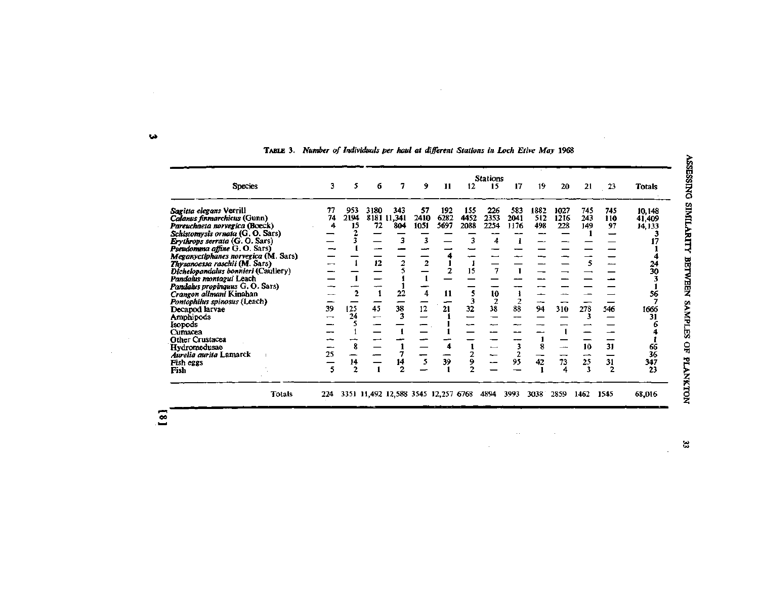TABLE 3. *Number of Individuals per haul at different Stations in Loch Etive May 1968*

| Species | Stations | | | | | | | | | | | | | Totals |
|---|---|---|---|---|---|---|---|---|---|---|---|---|---|---|
| | 3 | 5 | 6 | 7 | 9 | 11 | 12 | 15 | 17 | 19 | 20 | 21 | 23 | |
| *Sagitta elegans* Verrill | 77 | 953 | 3180 | 343 | 57 | 192 | 155 | 226 | 583 | 1882 | 1027 | 745 | 745 | 10,148 |
| *Calanus finmarchicus* (Gunn) | 74 | 2194 | 8181 | 11,341 | 2410 | 6282 | 4452 | 2353 | 2041 | 512 | 1216 | 243 | 110 | 41,409 |
| *Pareuchaeta norvegica* (Boeck) | 4 | 15 | 72 | 804 | 1051 | 5697 | 2088 | 2254 | 1176 | 498 | 228 | 149 | 97 | 14,133 |
| *Schistomysis ornata* (G. O. Sars) | — | 2 | — | — | — | — | — | — | — | — | — | 1 | — | 3 |
| *Erythrops serrata* (G. O. Sars) | — | 3 | — | 3 | 3 | — | 3 | 4 | 1 | — | — | — | — | 17 |
| *Pseudomma affine* G. O. Sars) | — | 1 | — | — | — | — | — | — | — | — | — | — | — | 1 |
| *Meganyctiphanes norvegica* (M. Sars) | — | — | — | — | — | 4 | — | — | — | — | — | — | — | 4 |
| *Thysanoessa raschii* (M. Sars) | — | 1 | 12 | 2 | 2 | 1 | 1 | — | — | — | — | 5 | — | 24 |
| *Dichelopandalus bonnieri* (Caullery) | — | — | — | 5 | — | 2 | 15 | 7 | 1 | — | — | — | — | 30 |
| *Pandalus montagui* Leach | — | 1 | — | 1 | 1 | — | — | — | — | — | — | — | — | 3 |
| *Pandalus propinquus* G. O. Sars) | — | — | — | 1 | — | — | — | — | — | — | — | — | — | 1 |
| *Crangon allmani* Kinahan | — | 2 | 1 | 22 | 4 | 11 | 5 | 10 | 1 | — | — | — | — | 56 |
| *Pontophilus spinosus* (Leach) | — | — | — | — | — | — | 3 | 2 | 2 | — | — | — | — | 7 |
| Decapod larvae | 39 | 125 | 45 | 38 | 12 | 21 | 32 | 38 | 88 | 94 | 310 | 278 | 546 | 1666 |
| Amphipods | — | 24 | — | 3 | — | 1 | — | — | — | — | — | 3 | — | 31 |
| Isopods | — | 5 | — | — | — | 1 | — | — | — | — | — | — | — | 6 |
| Cumacea | — | 1 | — | 1 | — | 1 | — | — | — | — | 1 | — | — | 4 |
| Other Crustacea | — | — | — | — | — | — | — | — | — | 1 | — | — | — | 1 |
| Hydromedusae | — | 8 | — | 1 | — | 4 | 1 | — | 3 | 8 | — | 10 | 31 | 66 |
| *Aurelia aurita* Lamarck | 25 | — | — | 7 | — | — | 2 | — | 2 | — | — | — | — | 36 |
| Fish eggs | — | 14 | — | 14 | 5 | 39 | 9 | — | 95 | 42 | 73 | 25 | 31 | 347 |
| Fish | 5 | 2 | 1 | 2 | — | 1 | 2 | — | — | 1 | 4 | 3 | 2 | 23 |
| Totals | 224 | 3351 | 11,492 | 12,588 | 3545 | 12,257 | 6768 | 4894 | 3993 | 3038 | 2859 | 1462 | 1545 | 68,016 |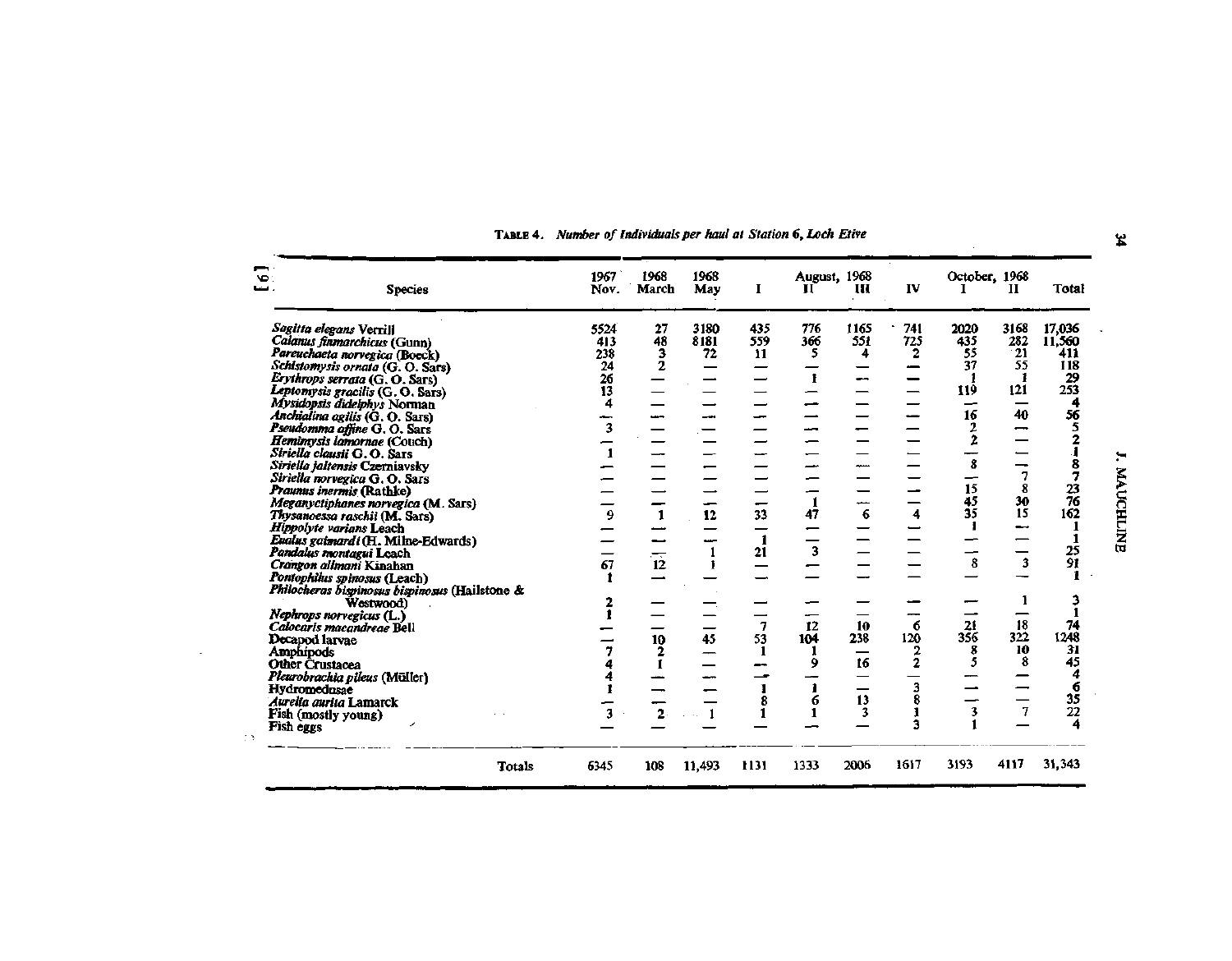**Table 4.** *Number of Individuals per haul at Station 6, Loch Etive*

| Species | 1967 Nov. | 1968 March | 1968 May | August, 1968 I | II | III | IV | October, 1968 I | II | Total |
|---|---|---|---|---|---|---|---|---|---|---|
| *Sagitta elegans* Verrill | 5524 | 27 | 3180 | 435 | 776 | 1165 | 741 | 2020 | 3168 | 17,036 |
| *Calanus finmarchicus* (Gunn) | 413 | 48 | 8181 | 559 | 366 | 551 | 725 | 435 | 282 | 11,560 |
| *Pareuchaeta norvegica* (Boeck) | 238 | 3 | 72 | 11 | 5 | 4 | 2 | 55 | 21 | 411 |
| *Schistomysis ornata* (G. O. Sars) | 24 | 2 | — | — | — | — | — | 37 | 55 | 118 |
| *Erythrops serrata* (G. O. Sars) | 26 | — | — | — | 1 | — | — | 1 | 1 | 29 |
| *Leptomysis gracilis* (G. O. Sars) | 13 | — | — | — | — | — | — | 119 | 121 | 253 |
| *Mysidopsis didelphys* Norman | 4 | — | — | — | — | — | — | — | — | 4 |
| *Anchialina agilis* (G. O. Sars) | — | — | — | — | — | — | — | 16 | 40 | 56 |
| *Pseudomma affine* G. O. Sars | 3 | — | — | — | — | — | — | 2 | — | 5 |
| *Hemimysis lamornae* (Couch) | — | — | — | — | — | — | — | 2 | — | 2 |
| *Siriella clausii* G. O. Sars | 1 | — | — | — | — | — | — | — | — | 1 |
| *Siriella jaltensis* Czerniavsky | — | — | — | — | — | — | — | 8 | — | 8 |
| *Siriella norvegica* G. O. Sars | — | — | — | — | — | — | — | — | 7 | 7 |
| *Praunus inermis* (Rathke) | — | — | — | — | — | — | — | 15 | 8 | 23 |
| *Meganyctiphanes norvegica* (M. Sars) | — | — | — | — | 1 | — | — | 45 | 30 | 76 |
| *Thysanoessa raschii* (M. Sars) | 9 | 1 | 12 | 33 | 47 | 6 | 4 | 35 | 15 | 162 |
| *Hippolyte varians* Leach | — | — | — | — | — | — | — | 1 | — | 1 |
| *Eualus gaimardi* (H. Milne-Edwards) | — | — | — | 1 | — | — | — | — | — | 1 |
| *Pandalus montagui* Leach | — | — | 1 | 21 | 3 | — | — | — | — | 25 |
| *Crangon allmani* Kinahan | 67 | 12 | 1 | — | — | — | — | 8 | 3 | 91 |
| *Pontophilus spinosus* (Leach) | 1 | — | — | — | — | — | — | — | — | 1 |
| *Philocheras bispinosus bispinosus* (Hailstone & Westwood) | 2 | — | — | — | — | — | — | — | 1 | 3 |
| *Nephrops norvegicus* (L.) | 1 | — | — | — | — | — | — | — | — | 1 |
| *Calocaris macandreae* Bell | — | — | — | 7 | 12 | 10 | 6 | 21 | 18 | 74 |
| Decapod larvae | — | 10 | 45 | 53 | 104 | 238 | 120 | 356 | 322 | 1248 |
| Amphipods | 7 | 2 | — | 1 | 1 | — | 2 | 8 | 10 | 31 |
| Other Crustacea | 4 | 1 | — | — | 9 | 16 | 2 | 5 | 8 | 45 |
| *Pleurobrachia pileus* (Müller) | 4 | — | — | — | — | — | — | — | — | 4 |
| Hydromedusae | 1 | — | — | 1 | 1 | — | 3 | — | — | 6 |
| *Aurelia aurita* Lamarck | — | — | — | 8 | 6 | 13 | 8 | — | — | 35 |
| Fish (mostly young) | 3 | 2 | 1 | 1 | 1 | 3 | 1 | 3 | 7 | 22 |
| Fish eggs | — | — | — | — | — | — | 3 | 1 | — | 4 |
| Totals | 6345 | 108 | 11,493 | 1131 | 1333 | 2006 | 1617 | 3193 | 4117 | 31,343 |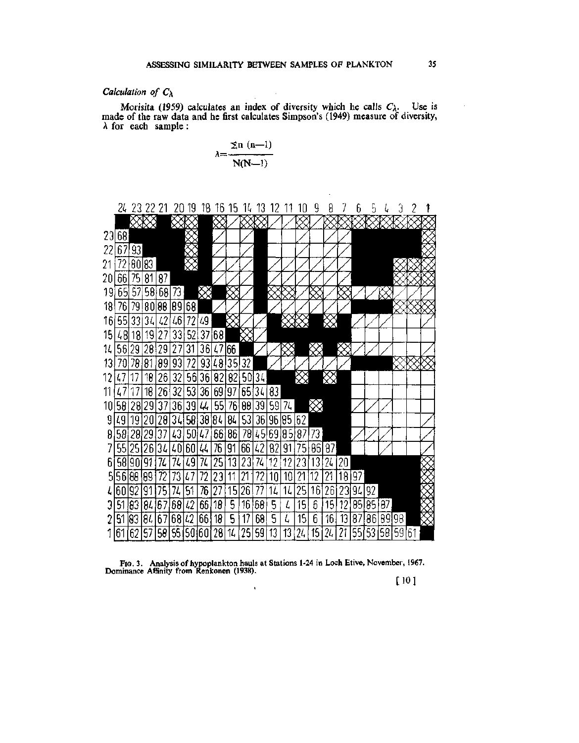*Calculation of $C_\lambda$*

Morisita (1959) calculates an index of diversity which he calls $C_\lambda$. Use is made of the raw data and he first calculates Simpson's (1949) measure of diversity, $\lambda$ for each sample:

$$\lambda = \frac{\Sigma n\,(n-1)}{N(N-1)}$$

| | 24 | 23 | 22 | 21 | 20 | 19 | 18 | 16 | 15 | 14 | 13 | 12 | 11 | 10 | 9 | 8 | 7 | 6 | 5 | 4 | 3 | 2 | 1 |
|---|---|---|---|---|---|---|---|---|---|---|---|---|---|---|---|---|---|---|---|---|---|---|---|
| 23 | 68 | | | | | | | | | | | | | | | | | | | | | | |
| 22 | 67 | 93 | | | | | | | | | | | | | | | | | | | | | |
| 21 | 72 | 80 | 83 | | | | | | | | | | | | | | | | | | | | |
| 20 | 66 | 75 | 81 | 87 | | | | | | | | | | | | | | | | | | | |
| 19 | 65 | 57 | 58 | 68 | 73 | | | | | | | | | | | | | | | | | | |
| 18 | 76 | 79 | 80 | 88 | 89 | 68 | | | | | | | | | | | | | | | | | |
| 16 | 55 | 33 | 34 | 42 | 46 | 72 | 49 | | | | | | | | | | | | | | | | |
| 15 | 48 | 18 | 19 | 27 | 33 | 52 | 37 | 68 | | | | | | | | | | | | | | | |
| 14 | 56 | 29 | 28 | 29 | 27 | 31 | 36 | 47 | 66 | | | | | | | | | | | | | | |
| 13 | 70 | 78 | 81 | 89 | 93 | 72 | 93 | 48 | 35 | 32 | | | | | | | | | | | | | |
| 12 | 47 | 17 | 18 | 26 | 32 | 56 | 36 | 82 | 82 | 50 | 34 | | | | | | | | | | | | |
| 11 | 47 | 17 | 18 | 26 | 32 | 53 | 36 | 69 | 97 | 65 | 34 | 83 | | | | | | | | | | | |
| 10 | 58 | 28 | 29 | 37 | 36 | 39 | 44 | 55 | 76 | 88 | 39 | 59 | 74 | | | | | | | | | | |
| 9 | 49 | 19 | 20 | 28 | 34 | 58 | 38 | 84 | 84 | 53 | 36 | 96 | 85 | 62 | | | | | | | | | |
| 8 | 58 | 28 | 29 | 37 | 43 | 50 | 47 | 66 | 86 | 78 | 45 | 69 | 85 | 87 | 73 | | | | | | | | |
| 7 | 55 | 25 | 26 | 34 | 40 | 60 | 44 | 76 | 91 | 66 | 42 | 82 | 91 | 75 | 86 | 87 | | | | | | | |
| 6 | 58 | 90 | 91 | 74 | 74 | 49 | 74 | 25 | 13 | 23 | 74 | 12 | 12 | 23 | 13 | 24 | 20 | | | | | | |
| 5 | 56 | 88 | 89 | 72 | 73 | 47 | 72 | 23 | 11 | 21 | 72 | 10 | 10 | 21 | 12 | 21 | 18 | 97 | | | | | |
| 4 | 60 | 92 | 91 | 75 | 74 | 51 | 76 | 27 | 15 | 26 | 77 | 14 | 14 | 25 | 16 | 26 | 23 | 94 | 92 | | | | |
| 3 | 51 | 83 | 84 | 67 | 68 | 42 | 66 | 18 | 5 | 16 | 68 | 5 | 4 | 15 | 6 | 15 | 12 | 85 | 85 | 87 | | | |
| 2 | 51 | 83 | 84 | 67 | 68 | 42 | 66 | 18 | 5 | 17 | 68 | 5 | 4 | 15 | 6 | 16 | 13 | 87 | 86 | 89 | 98 | | |
| 1 | 61 | 62 | 57 | 58 | 55 | 50 | 60 | 28 | 14 | 25 | 59 | 13 | 13 | 24 | 15 | 24 | 21 | 55 | 53 | 58 | 59 | 61 | |

FIG. 3. Analysis of hypoplankton hauls at Stations 1-24 in Loch Etive, November, 1967. Dominance Affinity from Renkonen (1938).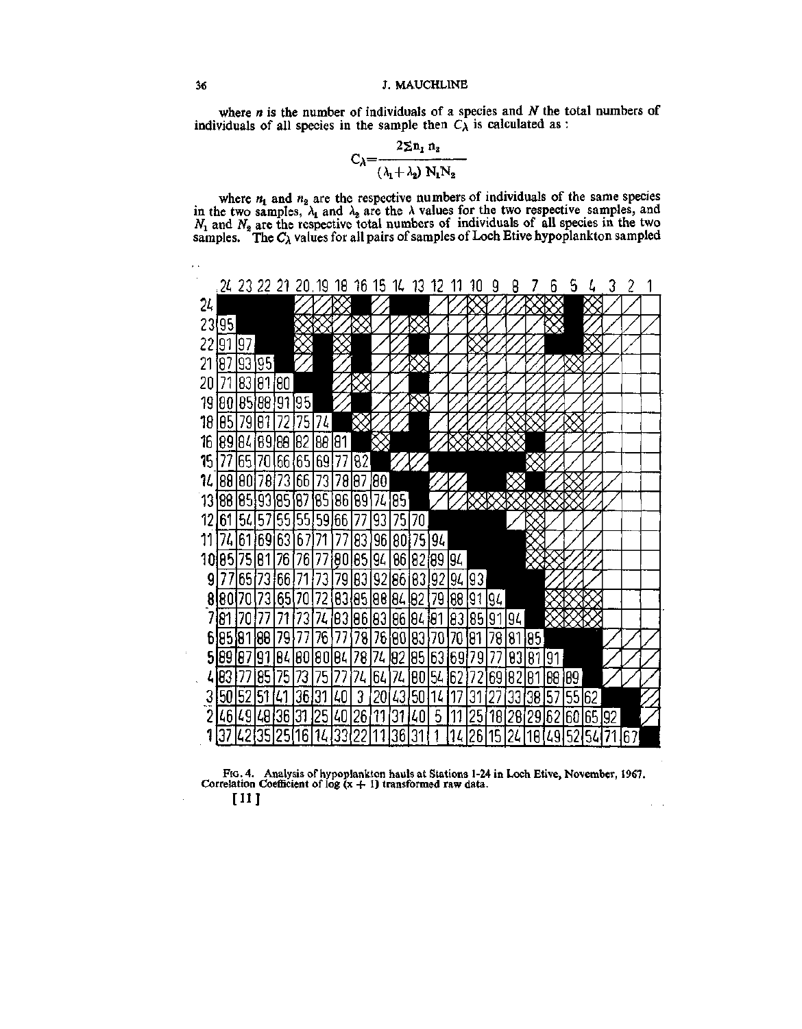where $n$ is the number of individuals of a species and $N$ the total numbers of individuals of all species in the sample then $C_\lambda$ is calculated as :

$$C_\lambda = \frac{2\Sigma n_1 n_2}{(\lambda_1 + \lambda_2) N_1 N_2}$$

where $n_1$ and $n_2$ are the respective numbers of individuals of the same species in the two samples, $\lambda_1$ and $\lambda_2$ are the $\lambda$ values for the two respective samples, and $N_1$ and $N_2$ are the respective total numbers of individuals of all species in the two samples. The $C_\lambda$ values for all pairs of samples of Loch Etive hypoplankton sampled

| | 24 | 23 | 22 | 21 | 20 | 19 | 18 | 16 | 15 | 14 | 13 | 12 | 11 | 10 | 9 | 8 | 7 | 6 | 5 | 4 | 3 | 2 | 1 |
|---|---|---|---|---|---|---|---|---|---|---|---|---|---|---|---|---|---|---|---|---|---|---|---|
| 24 | | | | | | | | | | | | | | | | | | | | | | | |
| 23 | 95 | | | | | | | | | | | | | | | | | | | | | | |
| 22 | 91 | 97 | | | | | | | | | | | | | | | | | | | | | |
| 21 | 87 | 93 | 95 | | | | | | | | | | | | | | | | | | | | |
| 20 | 71 | 83 | 81 | 80 | | | | | | | | | | | | | | | | | | | |
| 19 | 80 | 85 | 88 | 91 | 95 | | | | | | | | | | | | | | | | | | |
| 18 | 85 | 79 | 81 | 72 | 75 | 74 | | | | | | | | | | | | | | | | | |
| 16 | 89 | 84 | 89 | 88 | 82 | 88 | 81 | | | | | | | | | | | | | | | | |
| 15 | 77 | 65 | 70 | 66 | 65 | 69 | 77 | 82 | | | | | | | | | | | | | | | |
| 14 | 88 | 80 | 78 | 73 | 66 | 73 | 78 | 87 | 80 | | | | | | | | | | | | | | |
| 13 | 88 | 85 | 93 | 85 | 87 | 85 | 86 | 89 | 74 | 85 | | | | | | | | | | | | | |
| 12 | 61 | 54 | 57 | 55 | 55 | 59 | 66 | 77 | 93 | 75 | 70 | | | | | | | | | | | | |
| 11 | 74 | 61 | 69 | 63 | 67 | 71 | 77 | 83 | 96 | 80 | 75 | 94 | | | | | | | | | | | |
| 10 | 85 | 75 | 81 | 76 | 76 | 77 | 80 | 85 | 94 | 86 | 82 | 89 | 94 | | | | | | | | | | |
| 9 | 77 | 65 | 73 | 66 | 71 | 73 | 79 | 83 | 92 | 86 | 83 | 92 | 94 | 93 | | | | | | | | | |
| 8 | 80 | 70 | 73 | 65 | 70 | 72 | 83 | 85 | 88 | 84 | 82 | 79 | 88 | 91 | 94 | | | | | | | | |
| 7 | 81 | 70 | 77 | 71 | 73 | 74 | 83 | 86 | 83 | 86 | 84 | 81 | 83 | 85 | 91 | 94 | | | | | | | |
| 6 | 85 | 81 | 88 | 79 | 77 | 76 | 77 | 78 | 76 | 80 | 83 | 70 | 70 | 81 | 78 | 81 | 85 | | | | | | |
| 5 | 89 | 87 | 91 | 84 | 80 | 80 | 84 | 78 | 74 | 82 | 85 | 63 | 69 | 79 | 77 | 83 | 81 | 91 | | | | | |
| 4 | 83 | 77 | 85 | 75 | 73 | 75 | 77 | 74 | 64 | 74 | 80 | 54 | 62 | 72 | 69 | 82 | 81 | 88 | 89 | | | | |
| 3 | 50 | 52 | 51 | 41 | 36 | 31 | 40 | 3 | 20 | 43 | 50 | 14 | 17 | 31 | 27 | 33 | 38 | 57 | 55 | 62 | | | |
| 2 | 46 | 49 | 48 | 36 | 31 | 25 | 40 | 26 | 11 | 31 | 40 | 5 | 11 | 25 | 18 | 28 | 29 | 62 | 60 | 65 | 92 | | |
| 1 | 37 | 42 | 35 | 25 | 16 | 14 | 33 | 22 | 11 | 36 | 31 | 1 | 14 | 26 | 15 | 24 | 18 | 49 | 52 | 54 | 71 | 67 | |

FIG. 4. Analysis of hypoplankton hauls at Stations 1-24 in Loch Etive, November, 1967. Correlation Coefficient of log (x + 1) transformed raw data.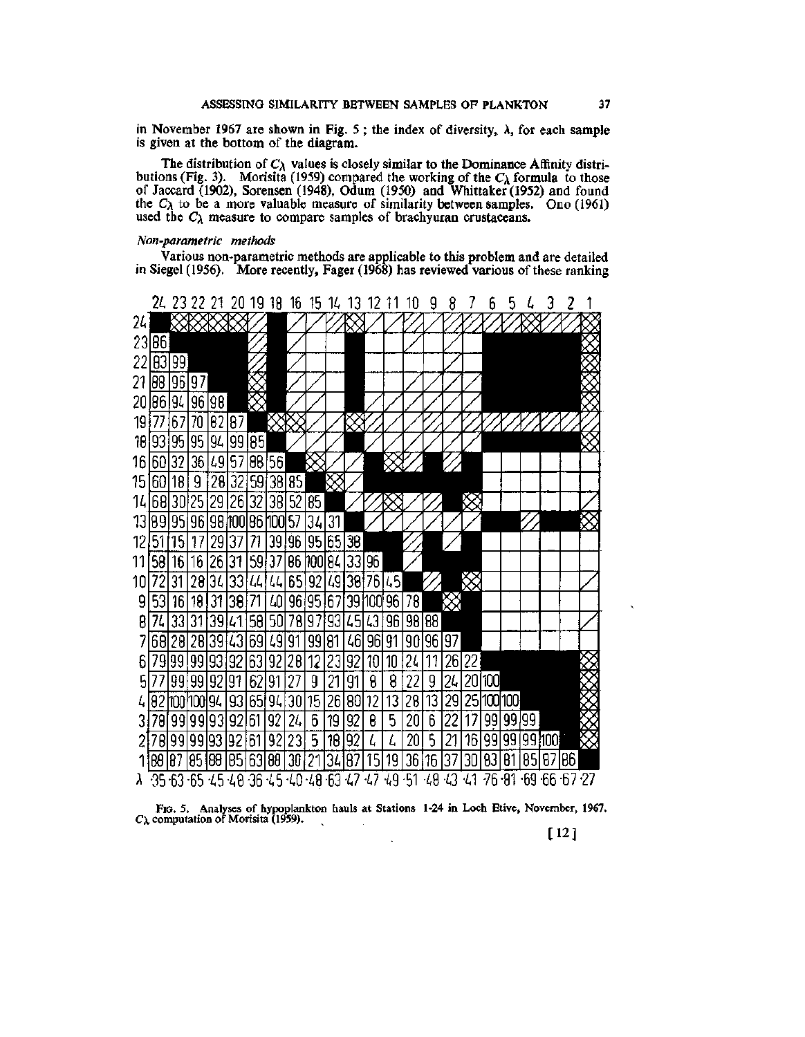in November 1967 are shown in Fig. 5; the index of diversity, $\lambda$, for each sample is given at the bottom of the diagram.

The distribution of $C\lambda$ values is closely similar to the Dominance Affinity distributions (Fig. 3). Morisita (1959) compared the working of the $C\lambda$ formula to those of Jaccard (1902), Sorensen (1948), Odum (1950) and Whittaker (1952) and found the $C\lambda$ to be a more valuable measure of similarity between samples. Ono (1961) used the $C\lambda$ measure to compare samples of brachyuran crustaceans.

*Non-parametric methods*

Various non-parametric methods are applicable to this problem and are detailed in Siegel (1956). More recently, Fager (1968) has reviewed various of these ranking

| | 24 | 23 | 22 | 21 | 20 | 19 | 18 | 16 | 15 | 14 | 13 | 12 | 11 | 10 | 9 | 8 | 7 | 6 | 5 | 4 | 3 | 2 | 1 |
|---|---|---|---|---|---|---|---|---|---|---|---|---|---|---|---|---|---|---|---|---|---|---|---|
| 24 | | | | | | | | | | | | | | | | | | | | | | | |
| 23 | 86 | | | | | | | | | | | | | | | | | | | | | | |
| 22 | 83 | 99 | | | | | | | | | | | | | | | | | | | | | |
| 21 | 88 | 96 | 97 | | | | | | | | | | | | | | | | | | | | |
| 20 | 86 | 94 | 96 | 98 | | | | | | | | | | | | | | | | | | | |
| 19 | 77 | 67 | 70 | 82 | 87 | | | | | | | | | | | | | | | | | | |
| 18 | 93 | 95 | 95 | 94 | 99 | 85 | | | | | | | | | | | | | | | | | |
| 16 | 60 | 32 | 36 | 49 | 57 | 88 | 56 | | | | | | | | | | | | | | | | |
| 15 | 60 | 18 | 9 | 28 | 32 | 59 | 38 | 85 | | | | | | | | | | | | | | | |
| 14 | 68 | 30 | 25 | 29 | 26 | 32 | 38 | 52 | 85 | | | | | | | | | | | | | | |
| 13 | 89 | 95 | 96 | 98 | 100 | 86 | 100 | 57 | 34 | 31 | | | | | | | | | | | | | |
| 12 | 51 | 15 | 17 | 29 | 37 | 71 | 39 | 96 | 95 | 65 | 38 | | | | | | | | | | | | |
| 11 | 58 | 16 | 16 | 26 | 31 | 59 | 37 | 86 | 100 | 84 | 33 | 96 | | | | | | | | | | | |
| 10 | 72 | 31 | 28 | 34 | 33 | 44 | 44 | 65 | 92 | 49 | 38 | 76 | 45 | | | | | | | | | | |
| 9 | 53 | 16 | 18 | 31 | 38 | 71 | 40 | 96 | 95 | 67 | 39 | 100 | 96 | 78 | | | | | | | | | |
| 8 | 74 | 33 | 31 | 39 | 41 | 58 | 50 | 78 | 97 | 93 | 45 | 43 | 96 | 98 | 88 | | | | | | | | |
| 7 | 68 | 28 | 28 | 39 | 43 | 69 | 49 | 91 | 99 | 81 | 46 | 96 | 91 | 90 | 96 | 97 | | | | | | | |
| 6 | 79 | 99 | 99 | 93 | 92 | 63 | 92 | 28 | 12 | 23 | 92 | 10 | 10 | 24 | 11 | 26 | 22 | | | | | | |
| 5 | 77 | 99 | 99 | 92 | 91 | 62 | 91 | 27 | 9 | 21 | 91 | 8 | 8 | 22 | 9 | 24 | 20 | 100 | | | | | |
| 4 | 82 | 100 | 100 | 94 | 93 | 65 | 94 | 30 | 15 | 26 | 80 | 12 | 13 | 28 | 13 | 29 | 25 | 100 | 100 | | | | |
| 3 | 78 | 99 | 99 | 93 | 92 | 61 | 92 | 24 | 6 | 19 | 92 | 8 | 5 | 20 | 6 | 22 | 17 | 99 | 99 | 99 | | | |
| 2 | 78 | 99 | 99 | 93 | 92 | 61 | 92 | 23 | 5 | 18 | 92 | 4 | 4 | 20 | 5 | 21 | 16 | 99 | 99 | 99 | 100 | | |
| 1 | 88 | 87 | 85 | 88 | 85 | 63 | 88 | 30 | 21 | 34 | 87 | 15 | 19 | 36 | 16 | 37 | 30 | 83 | 81 | 85 | 87 | 86 | |
| $\lambda$ | ·35 | ·63 | ·65 | ·45 | ·48 | ·36 | ·45 | ·40 | ·48 | ·63 | ·47 | ·47 | ·49 | ·51 | ·48 | ·43 | ·41 | ·76 | ·81 | ·69 | ·66 | ·67 | ·27 |

FIG. 5. Analyses of hypoplankton hauls at Stations 1-24 in Loch Etive, November, 1967. $C\lambda$ computation of Morisita (1959).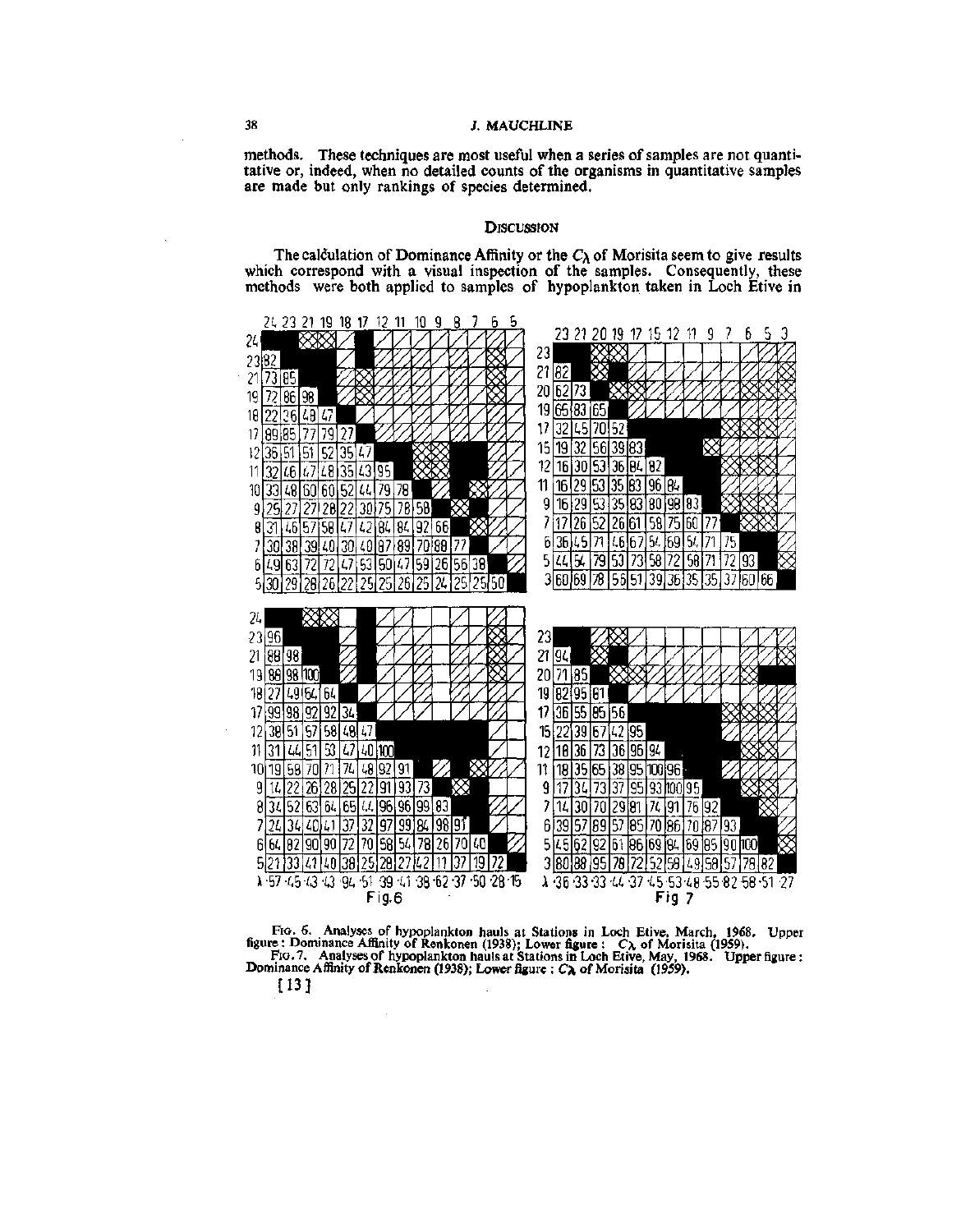methods. These techniques are most useful when a series of samples are not quantitative or, indeed, when no detailed counts of the organisms in quantitative samples are made but only rankings of species determined.

## Discussion

The calculation of Dominance Affinity or the $C_\lambda$ of Morisita seem to give results which correspond with a visual inspection of the samples. Consequently, these methods were both applied to samples of hypoplankton taken in Loch Etive in

**Fig. 6** — Upper figure: Dominance Affinity of Renkonen (1938)

| | 24 | 23 | 21 | 19 | 18 | 17 | 12 | 11 | 10 | 9 | 8 | 7 | 6 | 5 |
|---|---|---|---|---|---|---|---|---|---|---|---|---|---|---|
| 24 | | | | | | | | | | | | | | |
| 23 | 82 | | | | | | | | | | | | | |
| 21 | 73 | 85 | | | | | | | | | | | | |
| 19 | 72 | 86 | 98 | | | | | | | | | | | |
| 18 | 22 | 26 | 48 | 47 | | | | | | | | | | |
| 17 | 89 | 85 | 77 | 79 | 27 | | | | | | | | | |
| 12 | 35 | 51 | 51 | 52 | 35 | 47 | | | | | | | | |
| 11 | 32 | 46 | 47 | 48 | 35 | 43 | 95 | | | | | | | |
| 10 | 33 | 48 | 60 | 60 | 52 | 44 | 79 | 78 | | | | | | |
| 9 | 25 | 27 | 27 | 28 | 22 | 30 | 75 | 78 | 58 | | | | | |
| 8 | 31 | 46 | 57 | 58 | 47 | 42 | 84 | 84 | 92 | 66 | | | | |
| 7 | 30 | 38 | 39 | 40 | 30 | 40 | 87 | 89 | 70 | 88 | 77 | | | |
| 6 | 49 | 63 | 72 | 72 | 47 | 53 | 50 | 47 | 59 | 26 | 56 | 38 | | |
| 5 | 30 | 29 | 28 | 26 | 22 | 25 | 25 | 26 | 25 | 24 | 25 | 25 | 50 | |

**Fig. 6** — Lower figure: $C_\lambda$ of Morisita (1959)

| | 24 | 23 | 21 | 19 | 18 | 17 | 12 | 11 | 10 | 9 | 8 | 7 | 6 | 5 |
|---|---|---|---|---|---|---|---|---|---|---|---|---|---|---|
| 24 | | | | | | | | | | | | | | |
| 23 | 96 | | | | | | | | | | | | | |
| 21 | 88 | 98 | | | | | | | | | | | | |
| 19 | 86 | 98 | 100 | | | | | | | | | | | |
| 18 | 27 | 49 | 64 | 64 | | | | | | | | | | |
| 17 | 99 | 98 | 92 | 92 | 34 | | | | | | | | | |
| 12 | 38 | 51 | 57 | 58 | 48 | 47 | | | | | | | | |
| 11 | 31 | 44 | 51 | 53 | 47 | 40 | 100 | | | | | | | |
| 10 | 19 | 58 | 70 | 71 | 74 | 48 | 92 | 91 | | | | | | |
| 9 | 14 | 22 | 26 | 28 | 25 | 22 | 91 | 93 | 73 | | | | | |
| 8 | 34 | 52 | 63 | 64 | 65 | 44 | 96 | 96 | 99 | 83 | | | | |
| 7 | 24 | 34 | 40 | 41 | 37 | 32 | 97 | 99 | 84 | 98 | 91 | | | |
| 6 | 64 | 82 | 90 | 90 | 72 | 70 | 58 | 54 | 78 | 26 | 70 | 40 | | |
| 5 | 21 | 33 | 41 | 40 | 38 | 25 | 28 | 27 | 42 | 11 | 37 | 19 | 72 | |
| $\lambda$ | ·57 | ·45 | ·43 | ·43 | ·94 | ·51 | ·39 | ·41 | ·38 | ·62 | ·37 | ·50 | ·28 | ·15 |

**Fig. 7** — Upper figure: Dominance Affinity of Renkonen (1938)

| | 23 | 21 | 20 | 19 | 17 | 15 | 12 | 11 | 9 | 7 | 6 | 5 | 3 |
|---|---|---|---|---|---|---|---|---|---|---|---|---|---|
| 23 | | | | | | | | | | | | | |
| 21 | 82 | | | | | | | | | | | | |
| 20 | 62 | 73 | | | | | | | | | | | |
| 19 | 65 | 83 | 65 | | | | | | | | | | |
| 17 | 32 | 45 | 70 | 52 | | | | | | | | | |
| 15 | 19 | 32 | 56 | 39 | 83 | | | | | | | | |
| 12 | 16 | 30 | 53 | 36 | 84 | 82 | | | | | | | |
| 11 | 16 | 29 | 53 | 35 | 83 | 96 | 84 | | | | | | |
| 9 | 16 | 29 | 53 | 35 | 83 | 80 | 98 | 83 | | | | | |
| 7 | 17 | 26 | 52 | 26 | 61 | 58 | 75 | 60 | 77 | | | | |
| 6 | 36 | 45 | 71 | 46 | 67 | 54 | 69 | 54 | 71 | 75 | | | |
| 5 | 44 | 54 | 79 | 53 | 73 | 58 | 72 | 58 | 71 | 72 | 93 | | |
| 3 | 60 | 69 | 78 | 55 | 51 | 39 | 36 | 35 | 35 | 37 | 60 | 66 | |

**Fig. 7** — Lower figure: $C_\lambda$ of Morisita (1959)

| | 23 | 21 | 20 | 19 | 17 | 15 | 12 | 11 | 9 | 7 | 6 | 5 | 3 |
|---|---|---|---|---|---|---|---|---|---|---|---|---|---|
| 23 | | | | | | | | | | | | | |
| 21 | 94 | | | | | | | | | | | | |
| 20 | 71 | 85 | | | | | | | | | | | |
| 19 | 82 | 95 | 61 | | | | | | | | | | |
| 17 | 36 | 55 | 85 | 56 | | | | | | | | | |
| 15 | 22 | 39 | 67 | 42 | 95 | | | | | | | | |
| 12 | 18 | 36 | 73 | 36 | 95 | 94 | | | | | | | |
| 11 | 18 | 35 | 65 | 38 | 95 | 100 | 96 | | | | | | |
| 9 | 17 | 34 | 73 | 37 | 95 | 93 | 100 | 95 | | | | | |
| 7 | 14 | 30 | 70 | 29 | 81 | 74 | 91 | 76 | 92 | | | | |
| 6 | 39 | 57 | 89 | 57 | 85 | 70 | 86 | 70 | 87 | 93 | | | |
| 5 | 45 | 62 | 92 | 61 | 86 | 69 | 84 | 69 | 85 | 90 | 100 | | |
| 3 | 80 | 88 | 95 | 78 | 72 | 52 | 58 | 49 | 58 | 57 | 78 | 82 | |
| $\lambda$ | ·36 | ·33 | ·33 | ·44 | ·37 | ·45 | ·53 | ·48 | ·55 | ·82 | ·58 | ·51 | ·27 |

Fig. 6. Analyses of hypoplankton hauls at Stations in Loch Etive, March, 1968. Upper figure: Dominance Affinity of Renkonen (1938); Lower figure: $C_\lambda$ of Morisita (1959).

Fig. 7. Analyses of hypoplankton hauls at Stations in Loch Etive, May, 1968. Upper figure: Dominance Affinity of Renkonen (1938); Lower figure: $C_\lambda$ of Morisita (1959).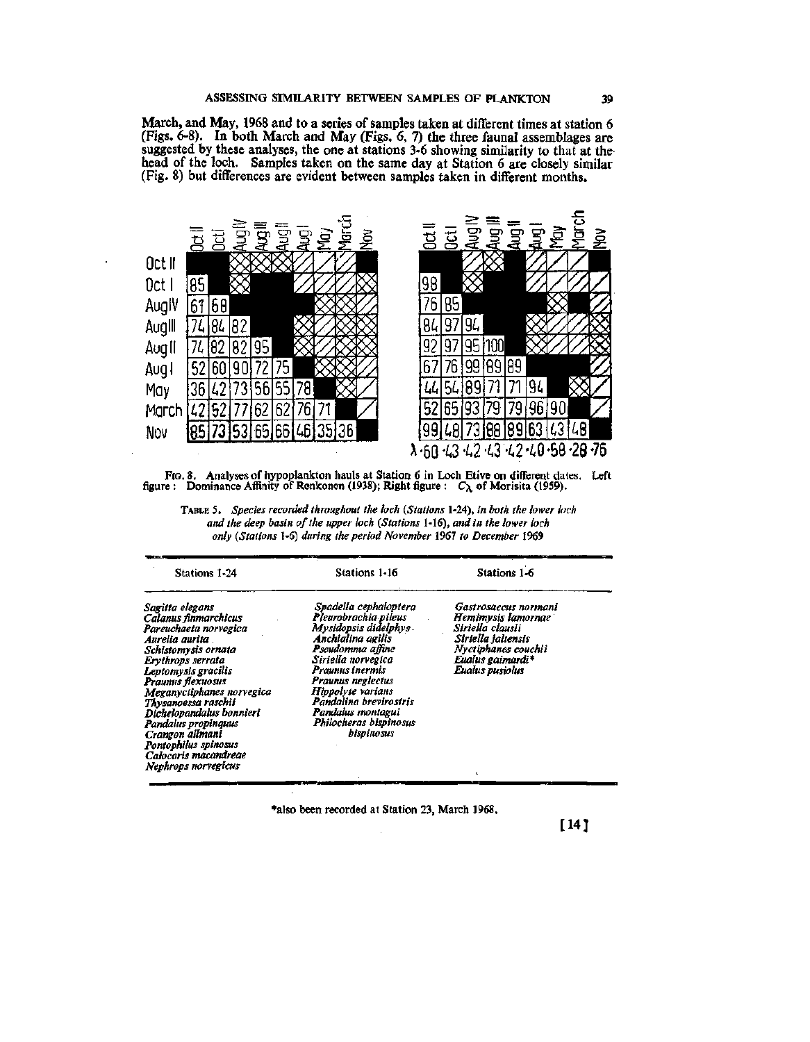March, and May, 1968 and to a series of samples taken at different times at station 6 (Figs. 6-8). In both March and May (Figs. 6, 7) the three faunal assemblages are suggested by these analyses, the one at stations 3-6 showing similarity to that at the head of the loch. Samples taken on the same day at Station 6 are closely similar (Fig. 8) but differences are evident between samples taken in different months.

| | Oct II | Oct I | Aug IV | Aug III | Aug II | Aug I | May | March | Nov |
|---|---|---|---|---|---|---|---|---|---|
| Oct II | | | | | | | | | |
| Oct I | 85 | | | | | | | | |
| Aug IV | 61 | 68 | | | | | | | |
| Aug III | 74 | 84 | 82 | | | | | | |
| Aug II | 74 | 82 | 82 | 95 | | | | | |
| Aug I | 52 | 60 | 90 | 72 | 75 | | | | |
| May | 36 | 42 | 73 | 56 | 55 | 78 | | | |
| March | 42 | 52 | 77 | 62 | 62 | 76 | 71 | | |
| Nov | 85 | 73 | 53 | 65 | 66 | 46 | 35 | 36 | |

| | Oct II | Oct I | Aug IV | Aug III | Aug II | Aug I | May | March | Nov |
|---|---|---|---|---|---|---|---|---|---|
| Oct II | | | | | | | | | |
| Oct I | 98 | | | | | | | | |
| Aug IV | 76 | 85 | | | | | | | |
| Aug III | 84 | 97 | 94 | | | | | | |
| Aug II | 92 | 97 | 95 | 100 | | | | | |
| Aug I | 67 | 76 | 99 | 89 | 89 | | | | |
| May | 44 | 54 | 89 | 71 | 71 | 94 | | | |
| March | 52 | 65 | 93 | 79 | 79 | 96 | 90 | | |
| Nov | 99 | 48 | 73 | 88 | 89 | 63 | 43 | 48 | |
| λ | ·60 | ·43 | ·42 | ·43 | ·42 | ·40 | ·58 | ·28 | ·76 |

FIG. 8. Analyses of hypoplankton hauls at Station 6 in Loch Etive on different dates. Left figure: Dominance Affinity of Renkonen (1938); Right figure: $C_\lambda$ of Morisita (1959).

TABLE 5. *Species recorded throughout the loch (Stations 1-24), in both the lower loch and the deep basin of the upper loch (Stations 1-16), and in the lower loch only (Stations 1-6) during the period November 1967 to December 1969*

| Stations 1-24 | Stations 1-16 | Stations 1-6 |
|---|---|---|
| *Sagitta elegans* | *Spadella cephaloptera* | *Gastrosaccus normani* |
| *Calanus finmarchicus* | *Pleurobrachia pileus* | *Hemimysis lamornae* |
| *Pareuchaeta norvegica* | *Mysidopsis didelphys* | *Siriella clausii* |
| *Aurelia aurita* | *Anchialina agilis* | *Siriella jaltensis* |
| *Schistomysis ornata* | *Pseudomma affine* | *Nyctiphanes couchii* |
| *Erythrops serrata* | *Siriella norvegica* | *Eualus gaimardi** |
| *Leptomysis gracilis* | *Praunus inermis* | *Eualus pusiolus* |
| *Praunus flexuosus* | *Praunus neglectus* | |
| *Meganyctiphanes norvegica* | *Hippolyte varians* | |
| *Thysanoessa raschii* | *Pandalina brevirostris* | |
| *Dichelopandalus bonnieri* | *Pandalus montagui* | |
| *Pandalus propinquus* | *Philocheras bispinosus bispinosus* | |
| *Crangon allmani* | | |
| *Pontophilus spinosus* | | |
| *Calocaris macandreae* | | |
| *Nephrops norvegicus* | | |

*also been recorded at Station 23, March 1968.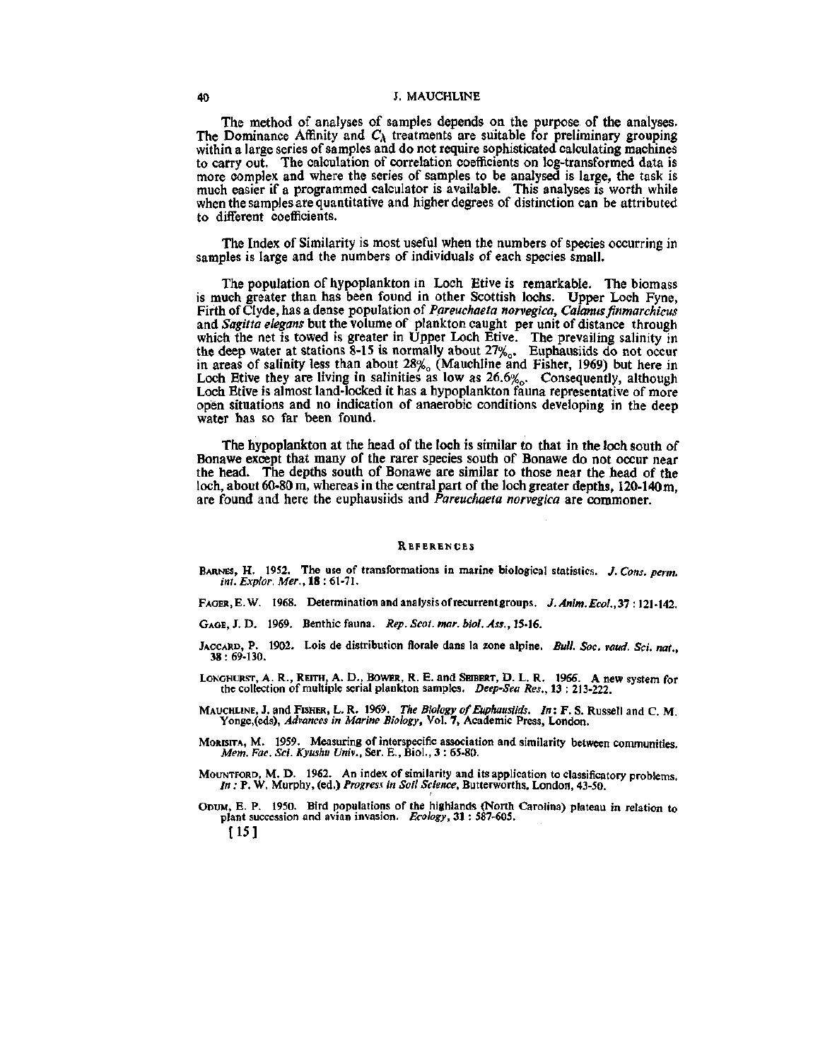The method of analyses of samples depends on the purpose of the analyses. The Dominance Affinity and $C_\lambda$ treatments are suitable for preliminary grouping within a large series of samples and do not require sophisticated calculating machines to carry out. The calculation of correlation coefficients on log-transformed data is more complex and where the series of samples to be analysed is large, the task is much easier if a programmed calculator is available. This analyses is worth while when the samples are quantitative and higher degrees of distinction can be attributed to different coefficients.

The Index of Similarity is most useful when the numbers of species occurring in samples is large and the numbers of individuals of each species small.

The population of hypoplankton in Loch Etive is remarkable. The biomass is much greater than has been found in other Scottish lochs. Upper Loch Fyne, Firth of Clyde, has a dense population of *Pareuchaeta norvegica*, *Calanus finmarchicus* and *Sagitta elegans* but the volume of plankton caught per unit of distance through which the net is towed is greater in Upper Loch Etive. The prevailing salinity in the deep water at stations 8-15 is normally about 27‰. Euphausiids do not occur in areas of salinity less than about 28‰ (Mauchline and Fisher, 1969) but here in Loch Etive they are living in salinities as low as 26.6‰. Consequently, although Loch Etive is almost land-locked it has a hypoplankton fauna representative of more open situations and no indication of anaerobic conditions developing in the deep water has so far been found.

The hypoplankton at the head of the loch is similar to that in the loch south of Bonawe except that many of the rarer species south of Bonawe do not occur near the head. The depths south of Bonawe are similar to those near the head of the loch, about 60-80 m, whereas in the central part of the loch greater depths, 120-140 m, are found and here the euphausiids and *Pareuchaeta norvegica* are commoner.

## References

Barnes, H. 1952. The use of transformations in marine biological statistics. *J. Cons. perm. int. Explor. Mer.*, **18** : 61-71.

Fager, E. W. 1968. Determination and analysis of recurrent groups. *J. Anim. Ecol.*, **37** : 121-142.

Gage, J. D. 1969. Benthic fauna. *Rep. Scot. mar. biol. Ass.*, 15-16.

Jaccard, P. 1902. Lois de distribution florale dans la zone alpine. *Bull. Soc. vaud. Sci. nat.*, **38** : 69-130.

Longhurst, A. R., Reith, A. D., Bower, R. E. and Seibert, D. L. R. 1966. A new system for the collection of multiple serial plankton samples. *Deep-Sea Res.*, **13** : 213-222.

Mauchline, J. and Fisher, L. R. 1969. *The Biology of Euphausiids. In*: F. S. Russell and C. M. Yonge,(eds), *Advances in Marine Biology*, Vol. **7**, Academic Press, London.

Morisita, M. 1959. Measuring of interspecific association and similarity between communities. *Mem. Fac. Sci. Kyushu Univ.*, Ser. E., Biol., **3** : 65-80.

Mountford, M. D. 1962. An index of similarity and its application to classificatory problems. *In* : P. W. Murphy, (ed.) *Progress in Soil Science*, Butterworths, London, 43-50.

Odum, E. P. 1950. Bird populations of the highlands (North Carolina) plateau in relation to plant succession and avian invasion. *Ecology*, **31** : 587-605.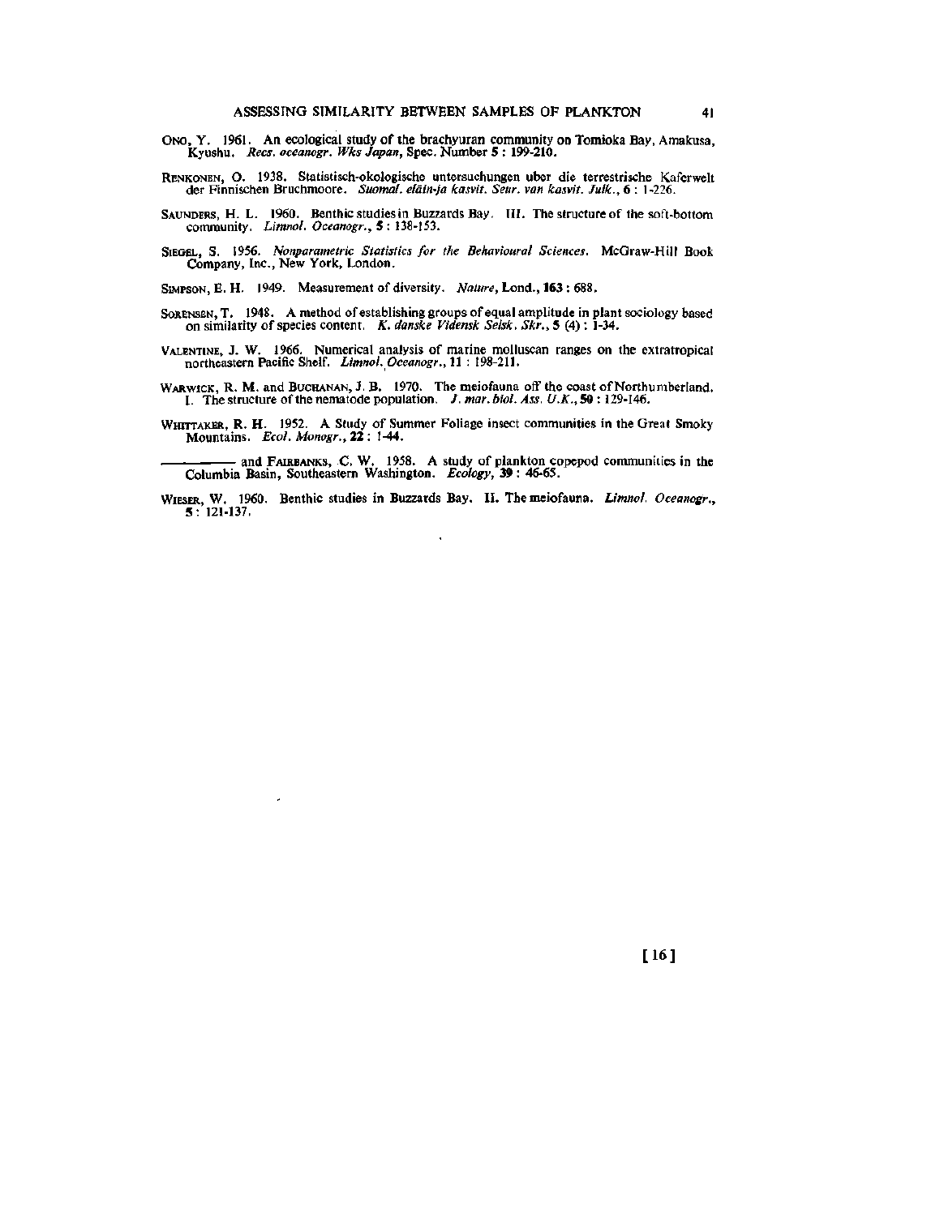ONO, Y. 1961. An ecological study of the brachyuran community on Tomioka Bay, Amakusa, Kyushu. *Recs. oceanogr. Wks Japan*, Spec. Number **5** : 199-210.

RENKONEN, O. 1938. Statistisch-okologische untersuchungen uber die terrestrische Kaferwelt der Finnischen Bruchmoore. *Suomal. eläin-ja kasvit. Seur. van kasvit. Julk.*, **6** : 1-226.

SAUNDERS, H. L. 1960. Benthic studies in Buzzards Bay. III. The structure of the soft-bottom community. *Limnol. Oceanogr.*, **5** : 138-153.

SIEGEL, S. 1956. *Nonparametric Statistics for the Behavioural Sciences*. McGraw-Hill Book Company, Inc., New York, London.

SIMPSON, E. H. 1949. Measurement of diversity. *Nature*, Lond., **163** : 688.

SORENSEN, T. 1948. A method of establishing groups of equal amplitude in plant sociology based on similarity of species content. *K. danske Vidensk Selsk. Skr.*, **5** (4) : 1-34.

VALENTINE, J. W. 1966. Numerical analysis of marine molluscan ranges on the extratropical northeastern Pacific Shelf. *Limnol. Oceanogr.*, **11** : 198-211.

WARWICK, R. M. and BUCHANAN, J. B. 1970. The meiofauna off the coast of Northumberland. I. The structure of the nematode population. *J. mar. biol. Ass. U.K.*, **50** : 129-146.

WHITTAKER, R. H. 1952. A Study of Summer Foliage insect communities in the Great Smoky Mountains. *Ecol. Monogr.*, **22** : 1-44.

——— and FAIRBANKS, C. W. 1958. A study of plankton copepod communities in the Columbia Basin, Southeastern Washington. *Ecology*, **39** : 46-65.

WIESER, W. 1960. Benthic studies in Buzzards Bay. II. The meiofauna. *Limnol. Oceanogr.*, **5** : 121-137.